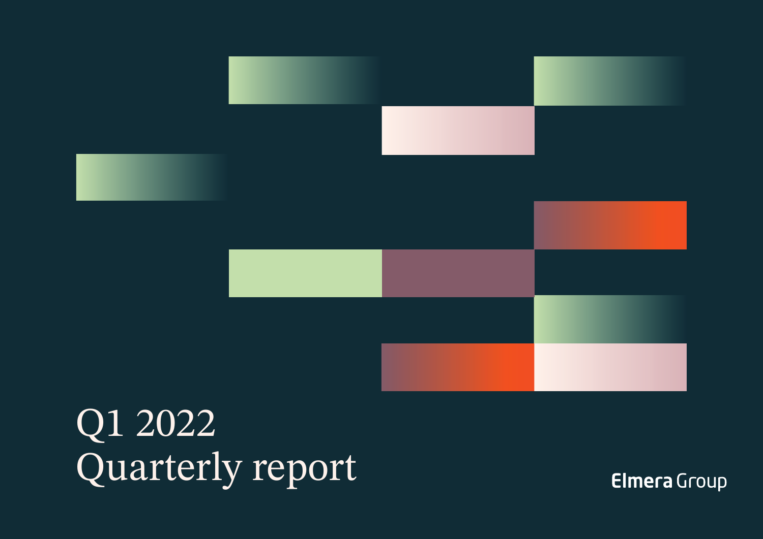# Q1 2022 Quarterly report

Elmera Group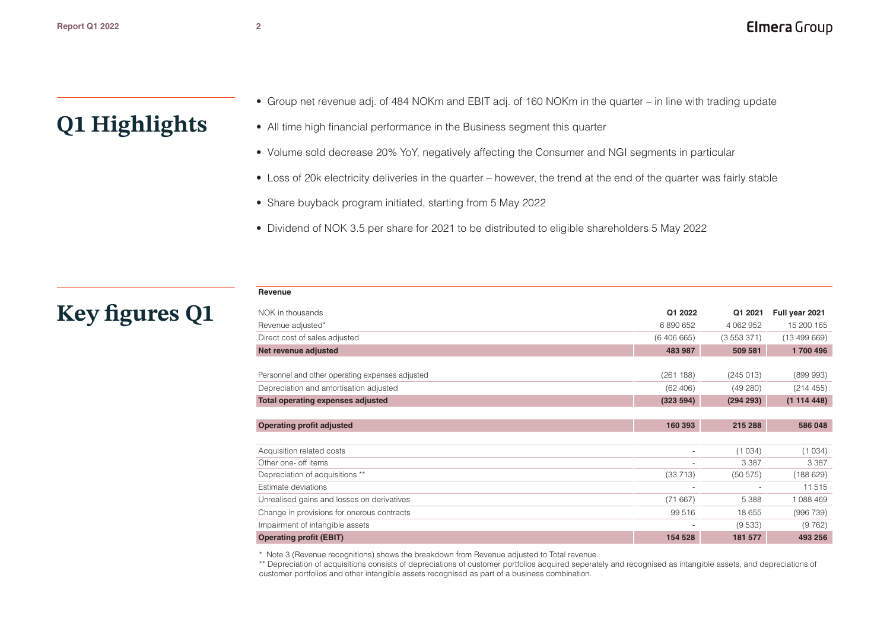# Q1 Highlights

- Group net revenue adj. of 484 NOKm and EBIT adj. of 160 NOKm in the quarter – in line with trading update
- All time high financial performance in the Business segment this quarter
- Volume sold decrease 20% YoY, negatively affecting the Consumer and NGI segments in particular
- Loss of 20k electricity deliveries in the quarter – however, the trend at the end of the quarter was fairly stable
- Share buyback program initiated, starting from 5 May 2022
- Dividend of NOK 3.5 per share for 2021 to be distributed to eligible shareholders 5 May 2022

# Key figures Q1

**Revenue**

| NOK in thousands | Q1 2022 | Q1 2021 | Full year 2021 |
|---|---|---|---|
| Revenue adjusted* | 6 890 652 | 4 062 952 | 15 200 165 |
| Direct cost of sales adjusted | (6 406 665) | (3 553 371) | (13 499 669) |
| **Net revenue adjusted** | **483 987** | **509 581** | **1 700 496** |
| | | | |
| Personnel and other operating expenses adjusted | (261 188) | (245 013) | (899 993) |
| Depreciation and amortisation adjusted | (62 406) | (49 280) | (214 455) |
| **Total operating expenses adjusted** | **(323 594)** | **(294 293)** | **(1 114 448)** |
| | | | |
| **Operating profit adjusted** | **160 393** | **215 288** | **586 048** |
| | | | |
| Acquisition related costs | - | (1 034) | (1 034) |
| Other one- off items | - | 3 387 | 3 387 |
| Depreciation of acquisitions ** | (33 713) | (50 575) | (188 629) |
| Estimate deviations | - | - | 11 515 |
| Unrealised gains and losses on derivatives | (71 667) | 5 388 | 1 088 469 |
| Change in provisions for onerous contracts | 99 516 | 18 655 | (996 739) |
| Impairment of intangible assets | - | (9 533) | (9 762) |
| **Operating profit (EBIT)** | **154 528** | **181 577** | **493 256** |

\* Note 3 (Revenue recognitions) shows the breakdown from Revenue adjusted to Total revenue.

** Depreciation of acquisitions consists of depreciations of customer portfolios acquired seperately and recognised as intangible assets, and depreciations of customer portfolios and other intangible assets recognised as part of a business combination.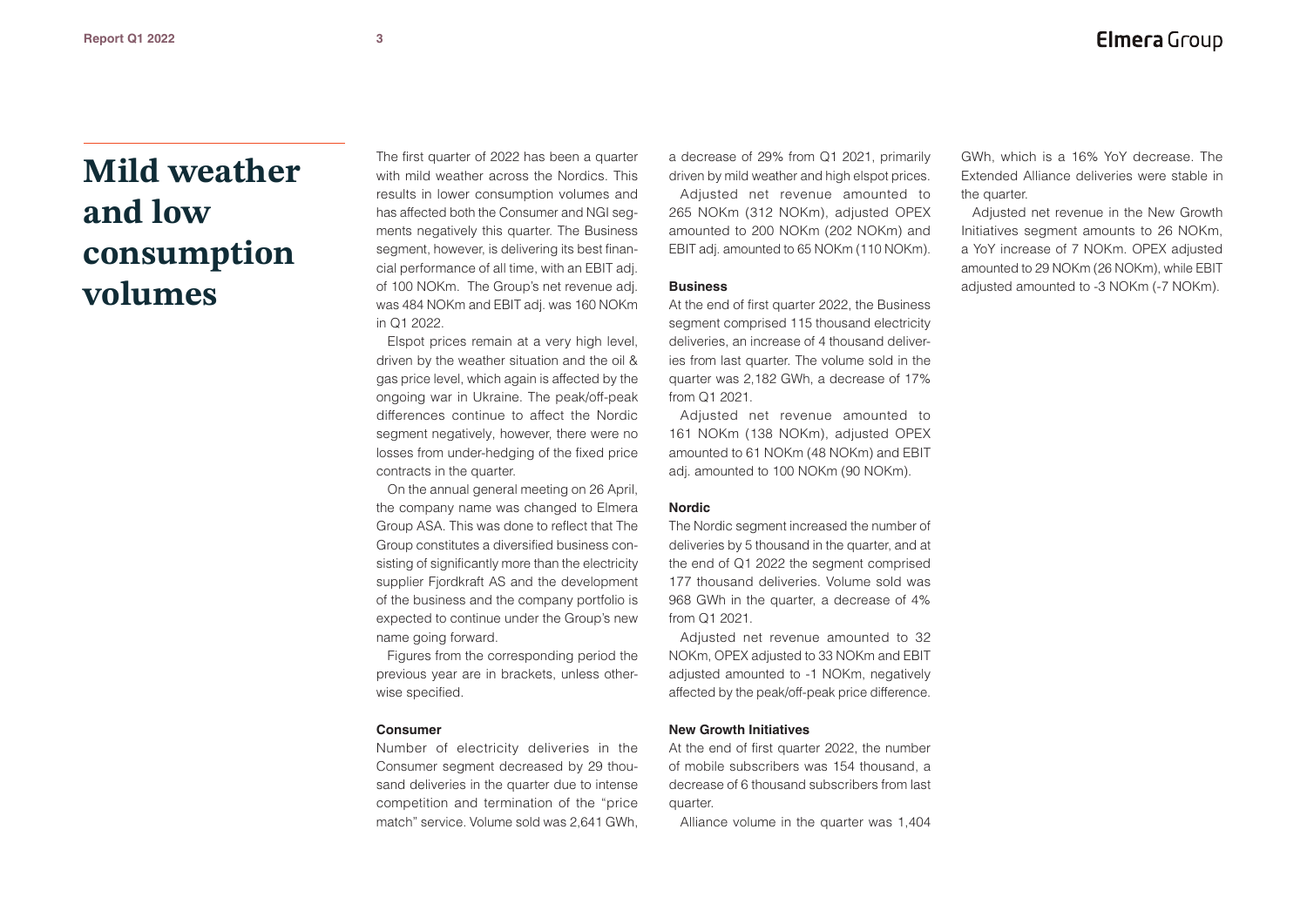# Mild weather and low consumption volumes

The first quarter of 2022 has been a quarter with mild weather across the Nordics. This results in lower consumption volumes and has affected both the Consumer and NGI segments negatively this quarter. The Business segment, however, is delivering its best financial performance of all time, with an EBIT adj. of 100 NOKm. The Group's net revenue adj. was 484 NOKm and EBIT adj. was 160 NOKm in Q1 2022.

Elspot prices remain at a very high level, driven by the weather situation and the oil & gas price level, which again is affected by the ongoing war in Ukraine. The peak/off-peak differences continue to affect the Nordic segment negatively, however, there were no losses from under-hedging of the fixed price contracts in the quarter.

On the annual general meeting on 26 April, the company name was changed to Elmera Group ASA. This was done to reflect that The Group constitutes a diversified business consisting of significantly more than the electricity supplier Fjordkraft AS and the development of the business and the company portfolio is expected to continue under the Group's new name going forward.

Figures from the corresponding period the previous year are in brackets, unless otherwise specified.

**Consumer**

Number of electricity deliveries in the Consumer segment decreased by 29 thousand deliveries in the quarter due to intense competition and termination of the "price match" service. Volume sold was 2,641 GWh, a decrease of 29% from Q1 2021, primarily driven by mild weather and high elspot prices.

Adjusted net revenue amounted to 265 NOKm (312 NOKm), adjusted OPEX amounted to 200 NOKm (202 NOKm) and EBIT adj. amounted to 65 NOKm (110 NOKm).

**Business**

At the end of first quarter 2022, the Business segment comprised 115 thousand electricity deliveries, an increase of 4 thousand deliveries from last quarter. The volume sold in the quarter was 2,182 GWh, a decrease of 17% from Q1 2021.

Adjusted net revenue amounted to 161 NOKm (138 NOKm), adjusted OPEX amounted to 61 NOKm (48 NOKm) and EBIT adj. amounted to 100 NOKm (90 NOKm).

**Nordic**

The Nordic segment increased the number of deliveries by 5 thousand in the quarter, and at the end of Q1 2022 the segment comprised 177 thousand deliveries. Volume sold was 968 GWh in the quarter, a decrease of 4% from Q1 2021.

Adjusted net revenue amounted to 32 NOKm, OPEX adjusted to 33 NOKm and EBIT adjusted amounted to -1 NOKm, negatively affected by the peak/off-peak price difference.

**New Growth Initiatives**

At the end of first quarter 2022, the number of mobile subscribers was 154 thousand, a decrease of 6 thousand subscribers from last quarter.

Alliance volume in the quarter was 1,404 GWh, which is a 16% YoY decrease. The Extended Alliance deliveries were stable in the quarter.

Adjusted net revenue in the New Growth Initiatives segment amounts to 26 NOKm, a YoY increase of 7 NOKm. OPEX adjusted amounted to 29 NOKm (26 NOKm), while EBIT adjusted amounted to -3 NOKm (-7 NOKm).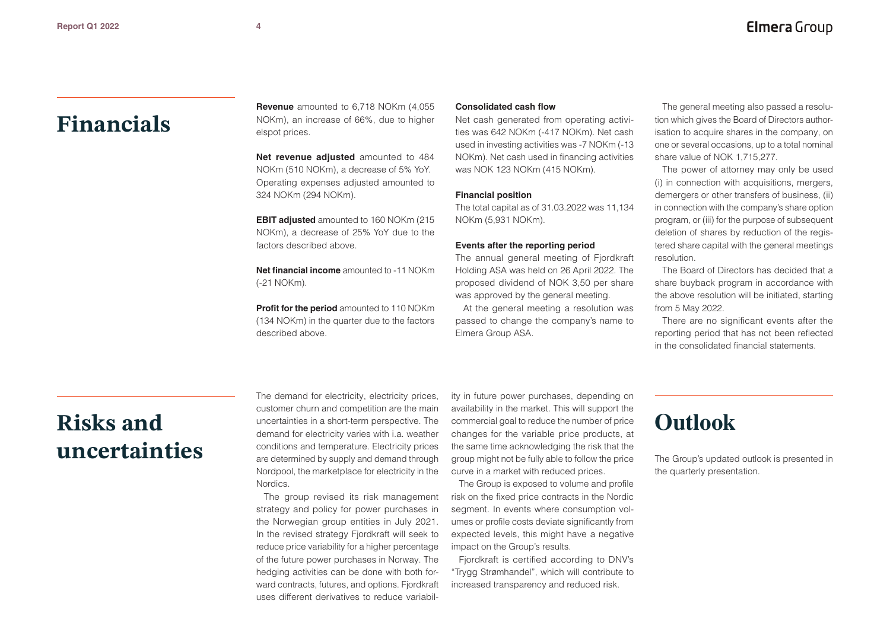# Financials

**Revenue** amounted to 6,718 NOKm (4,055 NOKm), an increase of 66%, due to higher elspot prices.

**Net revenue adjusted** amounted to 484 NOKm (510 NOKm), a decrease of 5% YoY. Operating expenses adjusted amounted to 324 NOKm (294 NOKm).

**EBIT adjusted** amounted to 160 NOKm (215 NOKm), a decrease of 25% YoY due to the factors described above.

**Net financial income** amounted to -11 NOKm (-21 NOKm).

**Profit for the period** amounted to 110 NOKm (134 NOKm) in the quarter due to the factors described above.

### Consolidated cash flow

Net cash generated from operating activities was 642 NOKm (-417 NOKm). Net cash used in investing activities was -7 NOKm (-13 NOKm). Net cash used in financing activities was NOK 123 NOKm (415 NOKm).

### Financial position

The total capital as of 31.03.2022 was 11,134 NOKm (5,931 NOKm).

### Events after the reporting period

The annual general meeting of Fjordkraft Holding ASA was held on 26 April 2022. The proposed dividend of NOK 3,50 per share was approved by the general meeting.

At the general meeting a resolution was passed to change the company's name to Elmera Group ASA.

The general meeting also passed a resolution which gives the Board of Directors authorisation to acquire shares in the company, on one or several occasions, up to a total nominal share value of NOK 1,715,277.

The power of attorney may only be used (i) in connection with acquisitions, mergers, demergers or other transfers of business, (ii) in connection with the company's share option program, or (iii) for the purpose of subsequent deletion of shares by reduction of the registered share capital with the general meetings resolution.

The Board of Directors has decided that a share buyback program in accordance with the above resolution will be initiated, starting from 5 May 2022.

There are no significant events after the reporting period that has not been reflected in the consolidated financial statements.

# Risks and uncertainties

The demand for electricity, electricity prices, customer churn and competition are the main uncertainties in a short-term perspective. The demand for electricity varies with i.a. weather conditions and temperature. Electricity prices are determined by supply and demand through Nordpool, the marketplace for electricity in the Nordics.

The group revised its risk management strategy and policy for power purchases in the Norwegian group entities in July 2021. In the revised strategy Fjordkraft will seek to reduce price variability for a higher percentage of the future power purchases in Norway. The hedging activities can be done with both forward contracts, futures, and options. Fjordkraft uses different derivatives to reduce variability in future power purchases, depending on availability in the market. This will support the commercial goal to reduce the number of price changes for the variable price products, at the same time acknowledging the risk that the group might not be fully able to follow the price curve in a market with reduced prices.

The Group is exposed to volume and profile risk on the fixed price contracts in the Nordic segment. In events where consumption volumes or profile costs deviate significantly from expected levels, this might have a negative impact on the Group's results.

Fjordkraft is certified according to DNV's "Trygg Strømhandel", which will contribute to increased transparency and reduced risk.

# Outlook

The Group's updated outlook is presented in the quarterly presentation.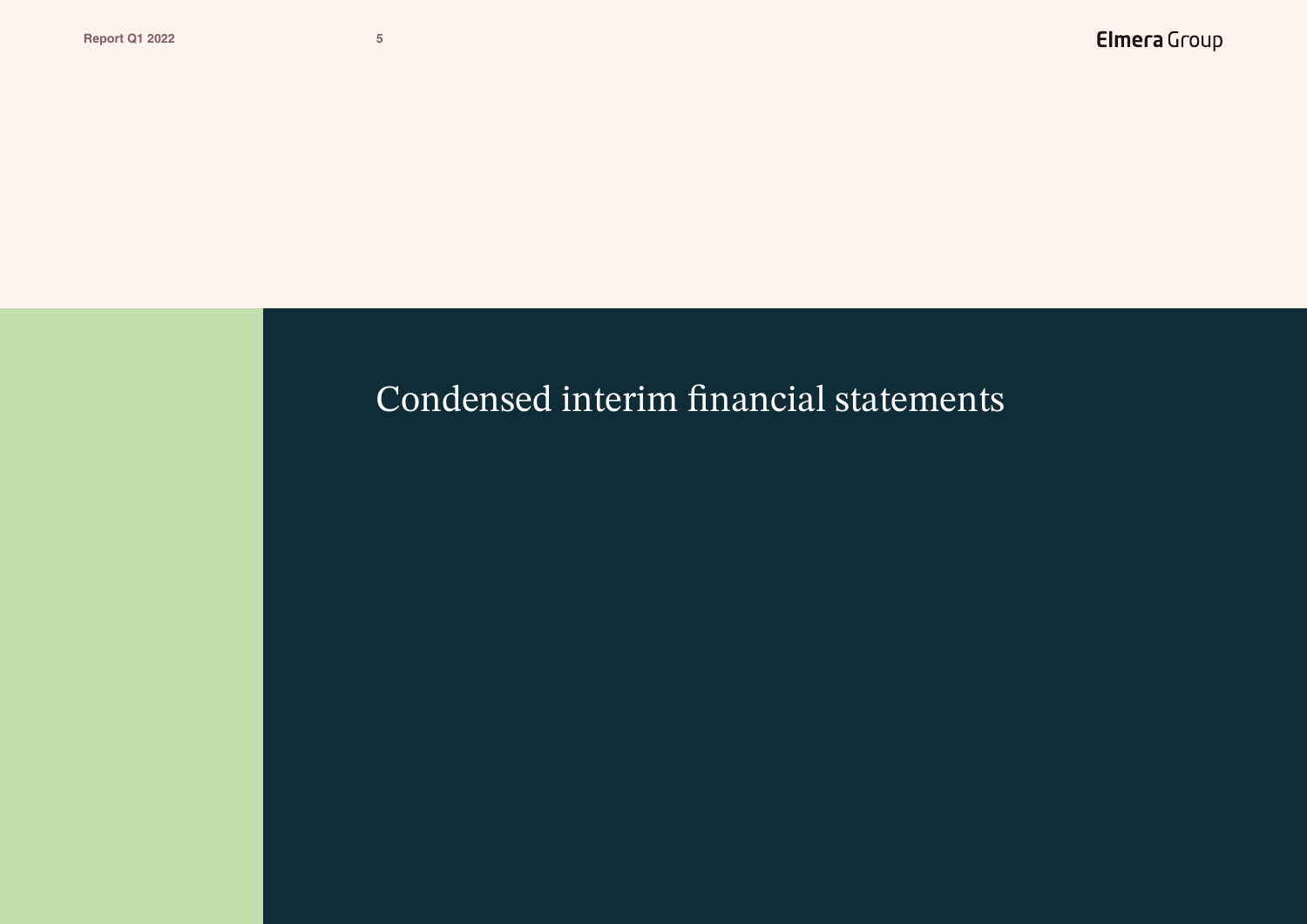# Condensed interim financial statements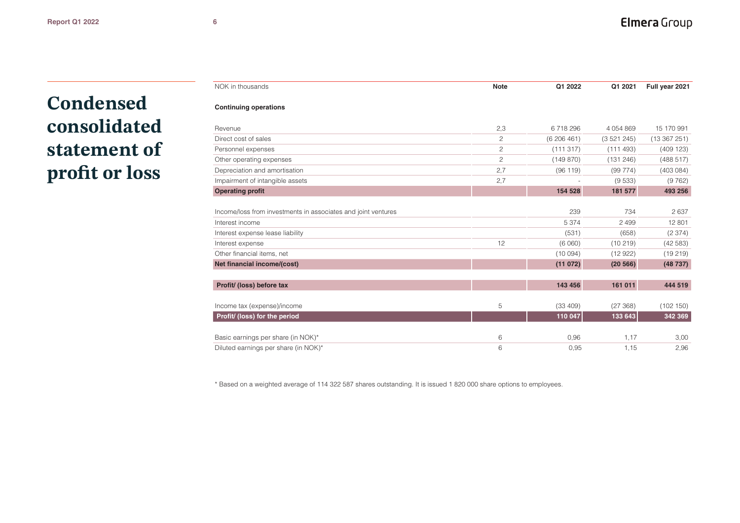# Condensed consolidated statement of profit or loss

| NOK in thousands | Note | Q1 2022 | Q1 2021 | Full year 2021 |
|---|---|---|---|---|
| **Continuing operations** | | | | |
| Revenue | 2,3 | 6 718 296 | 4 054 869 | 15 170 991 |
| Direct cost of sales | 2 | (6 206 461) | (3 521 245) | (13 367 251) |
| Personnel expenses | 2 | (111 317) | (111 493) | (409 123) |
| Other operating expenses | 2 | (149 870) | (131 246) | (488 517) |
| Depreciation and amortisation | 2,7 | (96 119) | (99 774) | (403 084) |
| Impairment of intangible assets | 2,7 | - | (9 533) | (9 762) |
| **Operating profit** | | **154 528** | **181 577** | **493 256** |
| Income/loss from investments in associates and joint ventures | | 239 | 734 | 2 637 |
| Interest income | | 5 374 | 2 499 | 12 801 |
| Interest expense lease liability | | (531) | (658) | (2 374) |
| Interest expense | 12 | (6 060) | (10 219) | (42 583) |
| Other financial items, net | | (10 094) | (12 922) | (19 219) |
| **Net financial income/(cost)** | | **(11 072)** | **(20 566)** | **(48 737)** |
| **Profit/ (loss) before tax** | | **143 456** | **161 011** | **444 519** |
| Income tax (expense)/income | 5 | (33 409) | (27 368) | (102 150) |
| **Profit/ (loss) for the period** | | **110 047** | **133 643** | **342 369** |
| Basic earnings per share (in NOK)* | 6 | 0,96 | 1,17 | 3,00 |
| Diluted earnings per share (in NOK)* | 6 | 0,95 | 1,15 | 2,96 |

* Based on a weighted average of 114 322 587 shares outstanding. It is issued 1 820 000 share options to employees.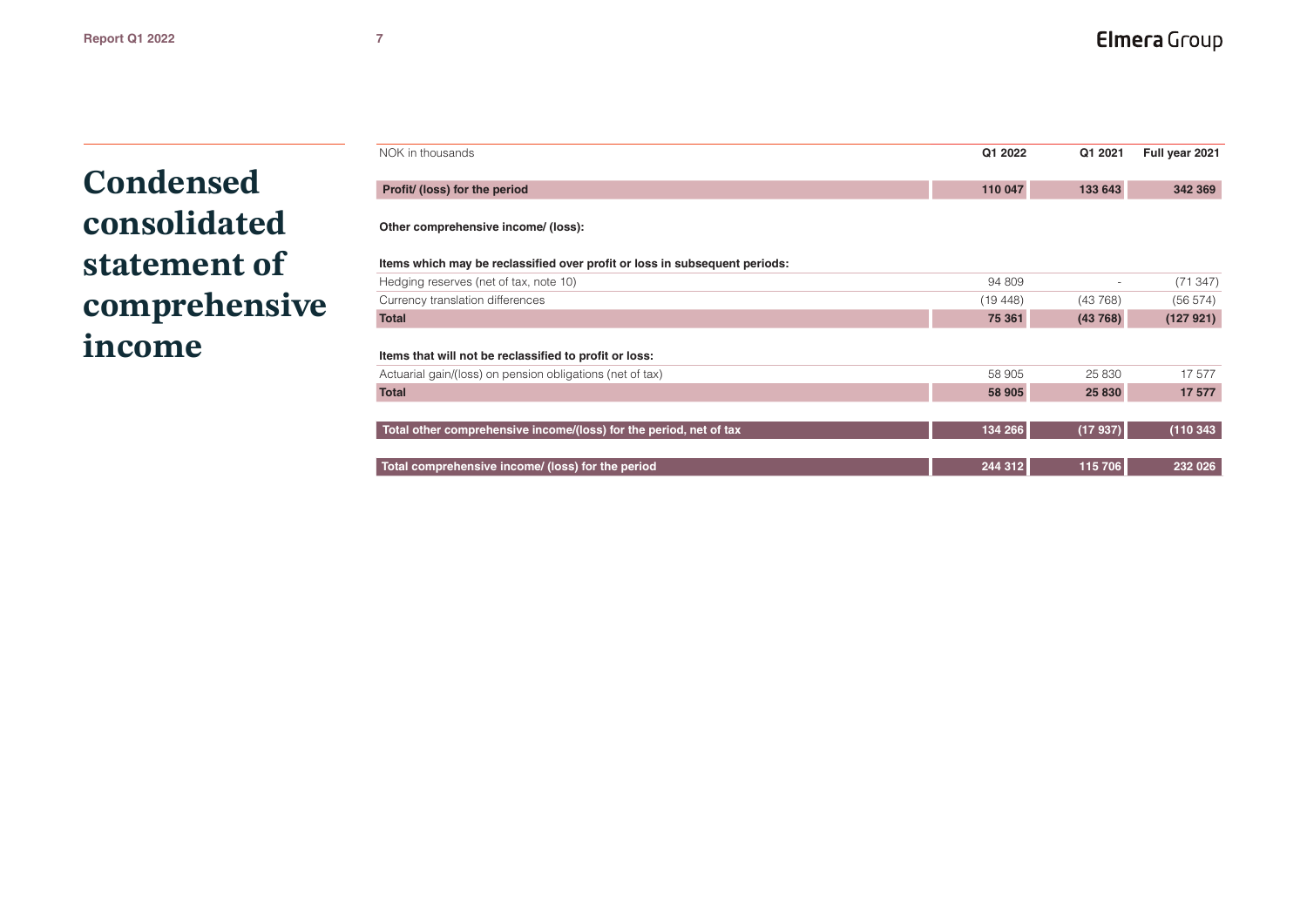# Condensed consolidated statement of comprehensive income

| NOK in thousands | Q1 2022 | Q1 2021 | Full year 2021 |
|---|---|---|---|
| **Profit/ (loss) for the period** | **110 047** | **133 643** | **342 369** |
| **Other comprehensive income/ (loss):** | | | |
| **Items which may be reclassified over profit or loss in subsequent periods:** | | | |
| Hedging reserves (net of tax, note 10) | 94 809 | - | (71 347) |
| Currency translation differences | (19 448) | (43 768) | (56 574) |
| **Total** | **75 361** | **(43 768)** | **(127 921)** |
| **Items that will not be reclassified to profit or loss:** | | | |
| Actuarial gain/(loss) on pension obligations (net of tax) | 58 905 | 25 830 | 17 577 |
| **Total** | **58 905** | **25 830** | **17 577** |
| **Total other comprehensive income/(loss) for the period, net of tax** | **134 266** | **(17 937)** | **(110 343** |
| **Total comprehensive income/ (loss) for the period** | **244 312** | **115 706** | **232 026** |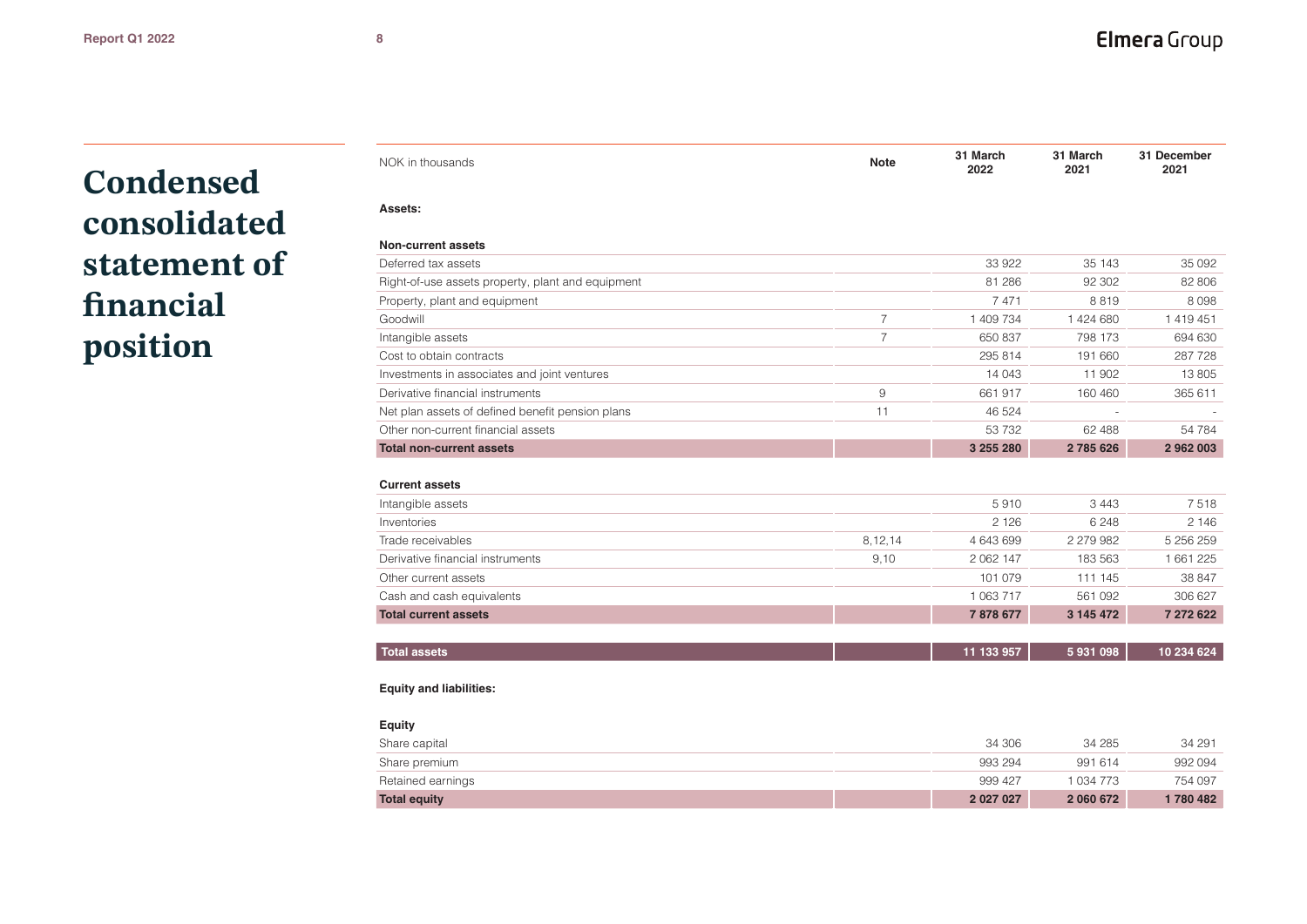# Condensed consolidated statement of financial position

| NOK in thousands | Note | 31 March 2022 | 31 March 2021 | 31 December 2021 |
|---|---|---|---|---|
| **Assets:** | | | | |
| **Non-current assets** | | | | |
| Deferred tax assets | | 33 922 | 35 143 | 35 092 |
| Right-of-use assets property, plant and equipment | | 81 286 | 92 302 | 82 806 |
| Property, plant and equipment | | 7 471 | 8 819 | 8 098 |
| Goodwill | 7 | 1 409 734 | 1 424 680 | 1 419 451 |
| Intangible assets | 7 | 650 837 | 798 173 | 694 630 |
| Cost to obtain contracts | | 295 814 | 191 660 | 287 728 |
| Investments in associates and joint ventures | | 14 043 | 11 902 | 13 805 |
| Derivative financial instruments | 9 | 661 917 | 160 460 | 365 611 |
| Net plan assets of defined benefit pension plans | 11 | 46 524 | - | - |
| Other non-current financial assets | | 53 732 | 62 488 | 54 784 |
| **Total non-current assets** | | **3 255 280** | **2 785 626** | **2 962 003** |
| **Current assets** | | | | |
| Intangible assets | | 5 910 | 3 443 | 7 518 |
| Inventories | | 2 126 | 6 248 | 2 146 |
| Trade receivables | 8,12,14 | 4 643 699 | 2 279 982 | 5 256 259 |
| Derivative financial instruments | 9,10 | 2 062 147 | 183 563 | 1 661 225 |
| Other current assets | | 101 079 | 111 145 | 38 847 |
| Cash and cash equivalents | | 1 063 717 | 561 092 | 306 627 |
| **Total current assets** | | **7 878 677** | **3 145 472** | **7 272 622** |
| **Total assets** | | **11 133 957** | **5 931 098** | **10 234 624** |
| **Equity and liabilities:** | | | | |
| **Equity** | | | | |
| Share capital | | 34 306 | 34 285 | 34 291 |
| Share premium | | 993 294 | 991 614 | 992 094 |
| Retained earnings | | 999 427 | 1 034 773 | 754 097 |
| **Total equity** | | **2 027 027** | **2 060 672** | **1 780 482** |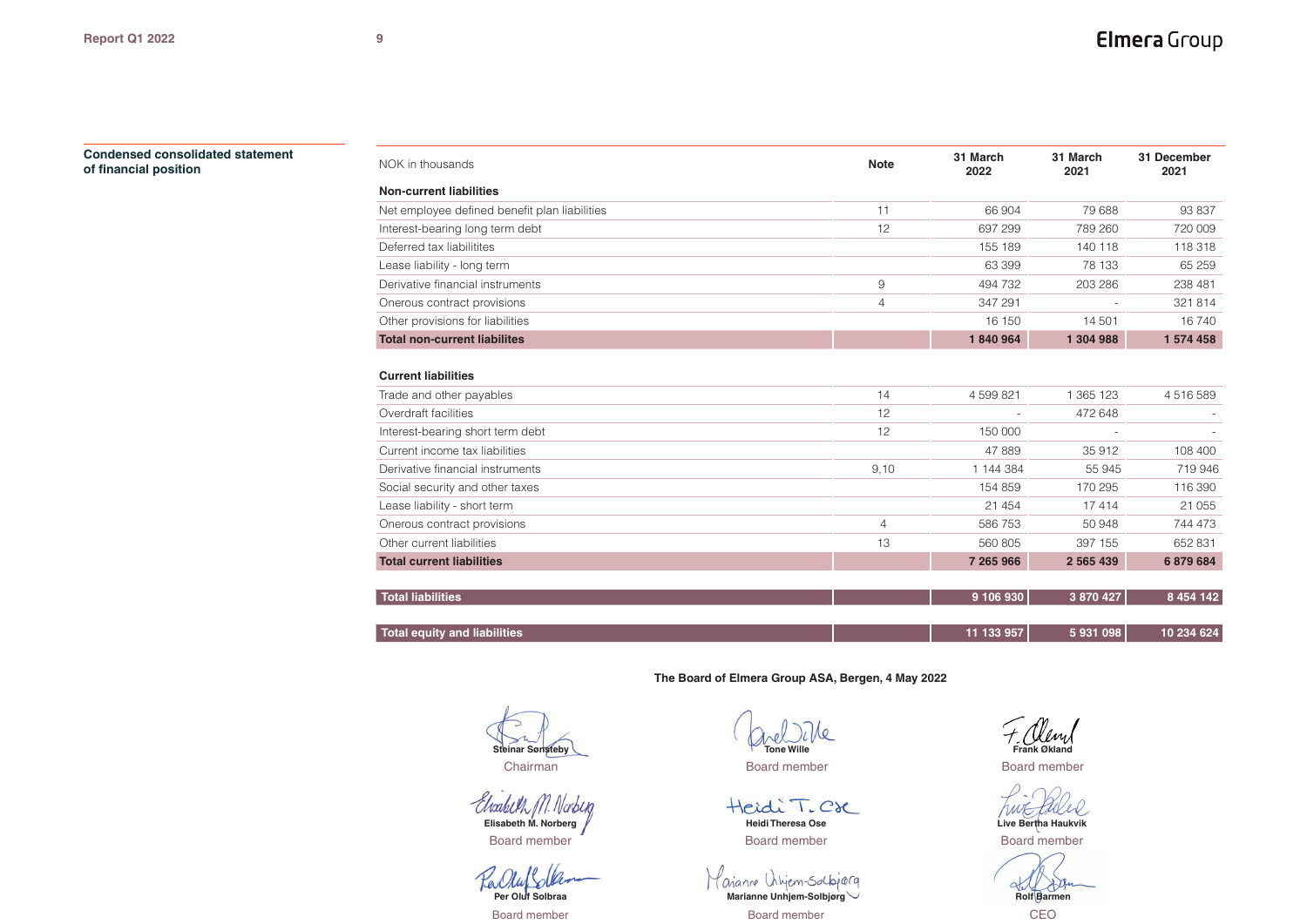## Condensed consolidated statement of financial position

| NOK in thousands | Note | 31 March 2022 | 31 March 2021 | 31 December 2021 |
|---|---|---|---|---|
| **Non-current liabilities** | | | | |
| Net employee defined benefit plan liabilities | 11 | 66 904 | 79 688 | 93 837 |
| Interest-bearing long term debt | 12 | 697 299 | 789 260 | 720 009 |
| Deferred tax liabilitites | | 155 189 | 140 118 | 118 318 |
| Lease liability - long term | | 63 399 | 78 133 | 65 259 |
| Derivative financial instruments | 9 | 494 732 | 203 286 | 238 481 |
| Onerous contract provisions | 4 | 347 291 | - | 321 814 |
| Other provisions for liabilities | | 16 150 | 14 501 | 16 740 |
| **Total non-current liabilites** | | **1 840 964** | **1 304 988** | **1 574 458** |
| | | | | |
| **Current liabilities** | | | | |
| Trade and other payables | 14 | 4 599 821 | 1 365 123 | 4 516 589 |
| Overdraft facilities | 12 | - | 472 648 | - |
| Interest-bearing short term debt | 12 | 150 000 | - | - |
| Current income tax liabilities | | 47 889 | 35 912 | 108 400 |
| Derivative financial instruments | 9,10 | 1 144 384 | 55 945 | 719 946 |
| Social security and other taxes | | 154 859 | 170 295 | 116 390 |
| Lease liability - short term | | 21 454 | 17 414 | 21 055 |
| Onerous contract provisions | 4 | 586 753 | 50 948 | 744 473 |
| Other current liabilities | 13 | 560 805 | 397 155 | 652 831 |
| **Total current liabilities** | | **7 265 966** | **2 565 439** | **6 879 684** |
| | | | | |
| **Total liabilities** | | **9 106 930** | **3 870 427** | **8 454 142** |
| | | | | |
| **Total equity and liabilities** | | **11 133 957** | **5 931 098** | **10 234 624** |

**The Board of Elmera Group ASA, Bergen, 4 May 2022**

**Steinar Sønsteby**
Chairman

**Tone Wille**
Board member

**Frank Økland**
Board member

**Elisabeth M. Norberg**
Board member

**Heidi Theresa Ose**
Board member

**Live Bertha Haukvik**
Board member

**Per Oluf Solbraa**
Board member

**Marianne Unhjem-Solbjørg**
Board member

**Rolf Barmen**
CEO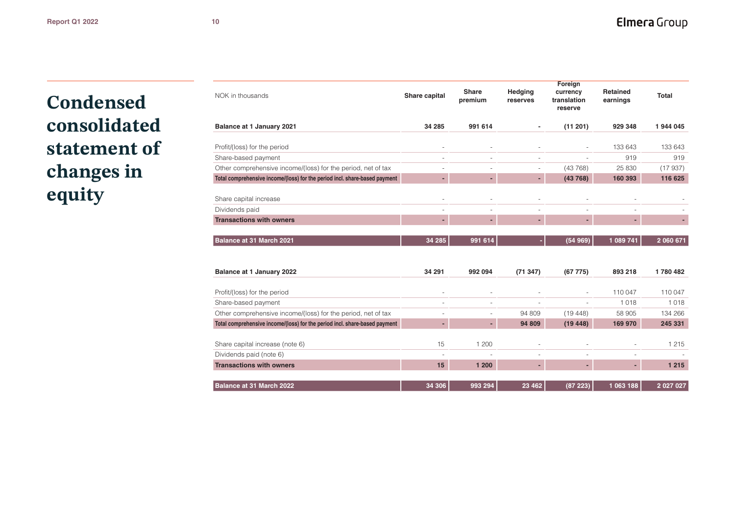# Condensed consolidated statement of changes in equity

| NOK in thousands | Share capital | Share premium | Hedging reserves | Foreign currency translation reserve | Retained earnings | Total |
|---|---|---|---|---|---|---|
| **Balance at 1 January 2021** | **34 285** | **991 614** | **-** | **(11 201)** | **929 348** | **1 944 045** |
| Profit/(loss) for the period | - | - | - | - | 133 643 | 133 643 |
| Share-based payment | - | - | - | - | 919 | 919 |
| Other comprehensive income/(loss) for the period, net of tax | - | - | - | (43 768) | 25 830 | (17 937) |
| **Total comprehensive income/(loss) for the period incl. share-based payment** | **-** | **-** | **-** | **(43 768)** | **160 393** | **116 625** |
| Share capital increase | - | - | - | - | - | - |
| Dividends paid | - | - | - | - | - | - |
| **Transactions with owners** | **-** | **-** | **-** | **-** | **-** | **-** |
| **Balance at 31 March 2021** | **34 285** | **991 614** | **-** | **(54 969)** | **1 089 741** | **2 060 671** |
| | | | | | | |
| **Balance at 1 January 2022** | **34 291** | **992 094** | **(71 347)** | **(67 775)** | **893 218** | **1 780 482** |
| Profit/(loss) for the period | - | - | - | - | 110 047 | 110 047 |
| Share-based payment | - | - | - | - | 1 018 | 1 018 |
| Other comprehensive income/(loss) for the period, net of tax | - | - | 94 809 | (19 448) | 58 905 | 134 266 |
| **Total comprehensive income/(loss) for the period incl. share-based payment** | **-** | **-** | **94 809** | **(19 448)** | **169 970** | **245 331** |
| Share capital increase (note 6) | 15 | 1 200 | - | - | - | 1 215 |
| Dividends paid (note 6) | - | - | - | - | - | - |
| **Transactions with owners** | **15** | **1 200** | **-** | **-** | **-** | **1 215** |
| **Balance at 31 March 2022** | **34 306** | **993 294** | **23 462** | **(87 223)** | **1 063 188** | **2 027 027** |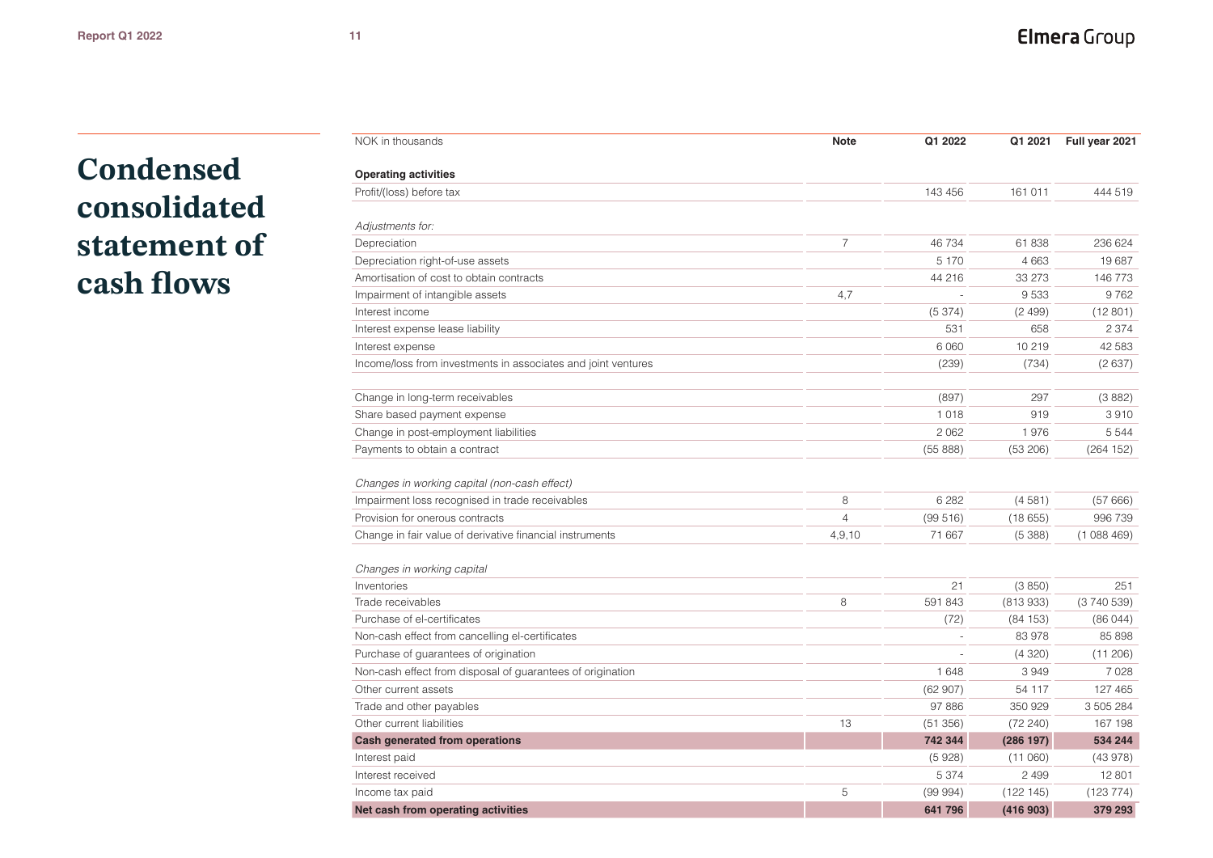# Condensed consolidated statement of cash flows

| NOK in thousands | Note | Q1 2022 | Q1 2021 | Full year 2021 |
|---|---|---|---|---|
| **Operating activities** | | | | |
| Profit/(loss) before tax | | 143 456 | 161 011 | 444 519 |
| | | | | |
| *Adjustments for:* | | | | |
| Depreciation | 7 | 46 734 | 61 838 | 236 624 |
| Depreciation right-of-use assets | | 5 170 | 4 663 | 19 687 |
| Amortisation of cost to obtain contracts | | 44 216 | 33 273 | 146 773 |
| Impairment of intangible assets | 4,7 | - | 9 533 | 9 762 |
| Interest income | | (5 374) | (2 499) | (12 801) |
| Interest expense lease liability | | 531 | 658 | 2 374 |
| Interest expense | | 6 060 | 10 219 | 42 583 |
| Income/loss from investments in associates and joint ventures | | (239) | (734) | (2 637) |
| | | | | |
| Change in long-term receivables | | (897) | 297 | (3 882) |
| Share based payment expense | | 1 018 | 919 | 3 910 |
| Change in post-employment liabilities | | 2 062 | 1 976 | 5 544 |
| Payments to obtain a contract | | (55 888) | (53 206) | (264 152) |
| | | | | |
| *Changes in working capital (non-cash effect)* | | | | |
| Impairment loss recognised in trade receivables | 8 | 6 282 | (4 581) | (57 666) |
| Provision for onerous contracts | 4 | (99 516) | (18 655) | 996 739 |
| Change in fair value of derivative financial instruments | 4,9,10 | 71 667 | (5 388) | (1 088 469) |
| | | | | |
| *Changes in working capital* | | | | |
| Inventories | | 21 | (3 850) | 251 |
| Trade receivables | 8 | 591 843 | (813 933) | (3 740 539) |
| Purchase of el-certificates | | (72) | (84 153) | (86 044) |
| Non-cash effect from cancelling el-certificates | | - | 83 978 | 85 898 |
| Purchase of guarantees of origination | | - | (4 320) | (11 206) |
| Non-cash effect from disposal of guarantees of origination | | 1 648 | 3 949 | 7 028 |
| Other current assets | | (62 907) | 54 117 | 127 465 |
| Trade and other payables | | 97 886 | 350 929 | 3 505 284 |
| Other current liabilities | 13 | (51 356) | (72 240) | 167 198 |
| **Cash generated from operations** | | **742 344** | **(286 197)** | **534 244** |
| Interest paid | | (5 928) | (11 060) | (43 978) |
| Interest received | | 5 374 | 2 499 | 12 801 |
| Income tax paid | 5 | (99 994) | (122 145) | (123 774) |
| **Net cash from operating activities** | | **641 796** | **(416 903)** | **379 293** |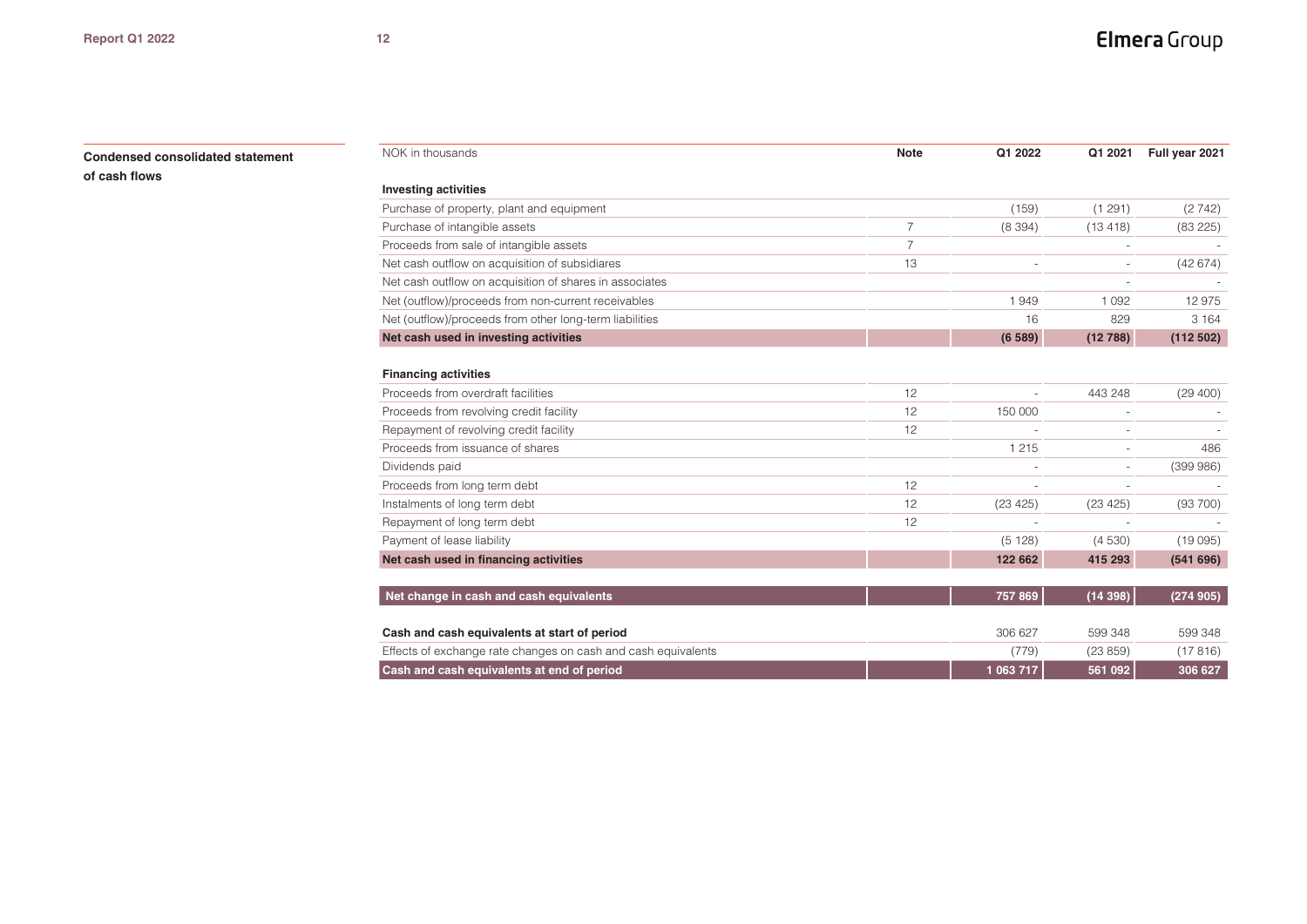## Condensed consolidated statement of cash flows

| NOK in thousands | Note | Q1 2022 | Q1 2021 | Full year 2021 |
|---|---|---|---|---|
| **Investing activities** | | | | |
| Purchase of property, plant and equipment | | (159) | (1 291) | (2 742) |
| Purchase of intangible assets | 7 | (8 394) | (13 418) | (83 225) |
| Proceeds from sale of intangible assets | 7 | | - | - |
| Net cash outflow on acquisition of subsidiares | 13 | - | - | (42 674) |
| Net cash outflow on acquisition of shares in associates | | | - | - |
| Net (outflow)/proceeds from non-current receivables | | 1 949 | 1 092 | 12 975 |
| Net (outflow)/proceeds from other long-term liabilities | | 16 | 829 | 3 164 |
| **Net cash used in investing activities** | | **(6 589)** | **(12 788)** | **(112 502)** |
| **Financing activities** | | | | |
| Proceeds from overdraft facilities | 12 | - | 443 248 | (29 400) |
| Proceeds from revolving credit facility | 12 | 150 000 | - | - |
| Repayment of revolving credit facility | 12 | - | - | - |
| Proceeds from issuance of shares | | 1 215 | - | 486 |
| Dividends paid | | - | - | (399 986) |
| Proceeds from long term debt | 12 | - | - | - |
| Instalments of long term debt | 12 | (23 425) | (23 425) | (93 700) |
| Repayment of long term debt | 12 | - | - | - |
| Payment of lease liability | | (5 128) | (4 530) | (19 095) |
| **Net cash used in financing activities** | | **122 662** | **415 293** | **(541 696)** |
| **Net change in cash and cash equivalents** | | **757 869** | **(14 398)** | **(274 905)** |
| **Cash and cash equivalents at start of period** | | 306 627 | 599 348 | 599 348 |
| Effects of exchange rate changes on cash and cash equivalents | | (779) | (23 859) | (17 816) |
| **Cash and cash equivalents at end of period** | | **1 063 717** | **561 092** | **306 627** |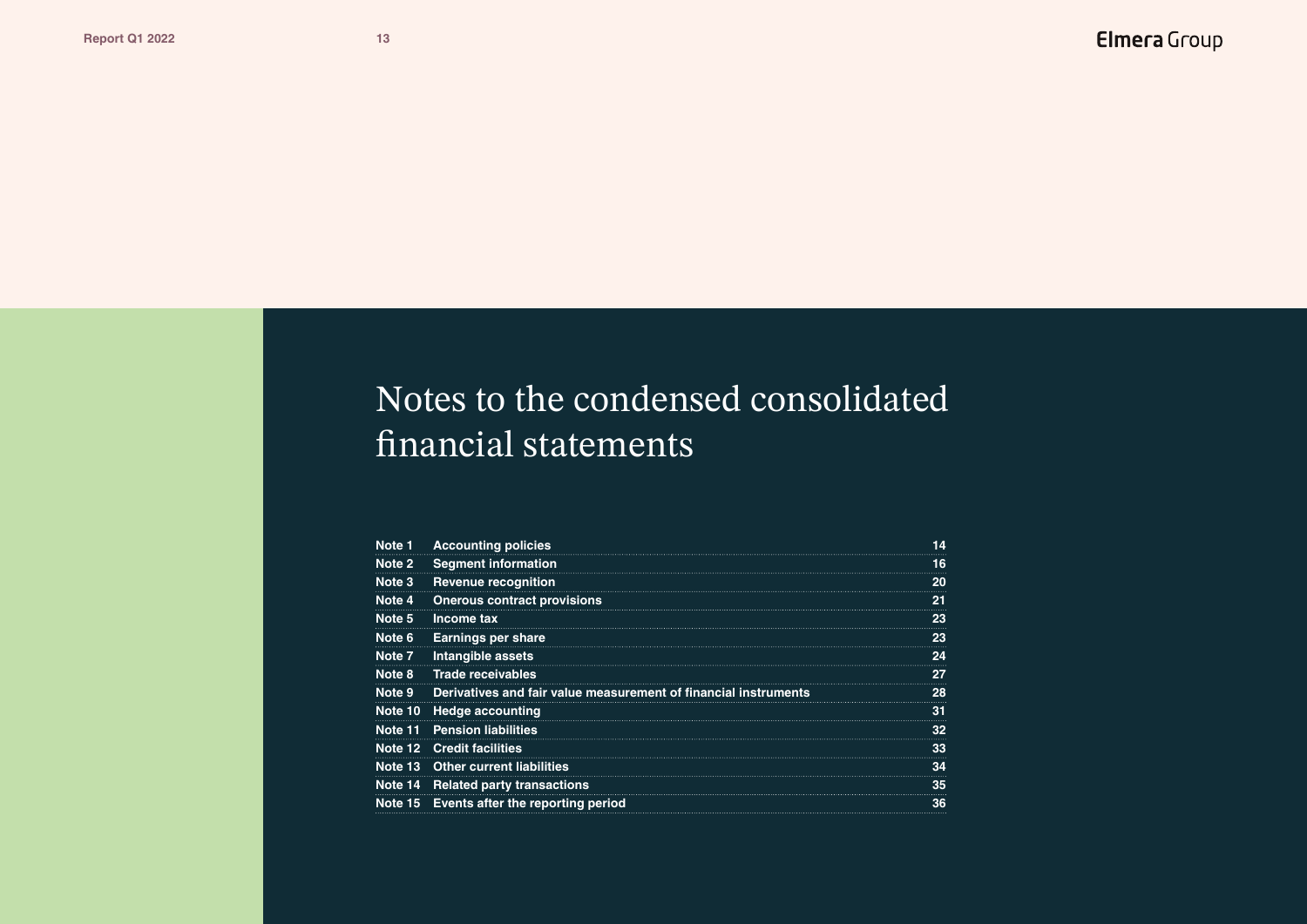# Notes to the condensed consolidated financial statements

| | | |
|---|---|---|
| Note 1 | Accounting policies | 14 |
| Note 2 | Segment information | 16 |
| Note 3 | Revenue recognition | 20 |
| Note 4 | Onerous contract provisions | 21 |
| Note 5 | Income tax | 23 |
| Note 6 | Earnings per share | 23 |
| Note 7 | Intangible assets | 24 |
| Note 8 | Trade receivables | 27 |
| Note 9 | Derivatives and fair value measurement of financial instruments | 28 |
| Note 10 | Hedge accounting | 31 |
| Note 11 | Pension liabilities | 32 |
| Note 12 | Credit facilities | 33 |
| Note 13 | Other current liabilities | 34 |
| Note 14 | Related party transactions | 35 |
| Note 15 | Events after the reporting period | 36 |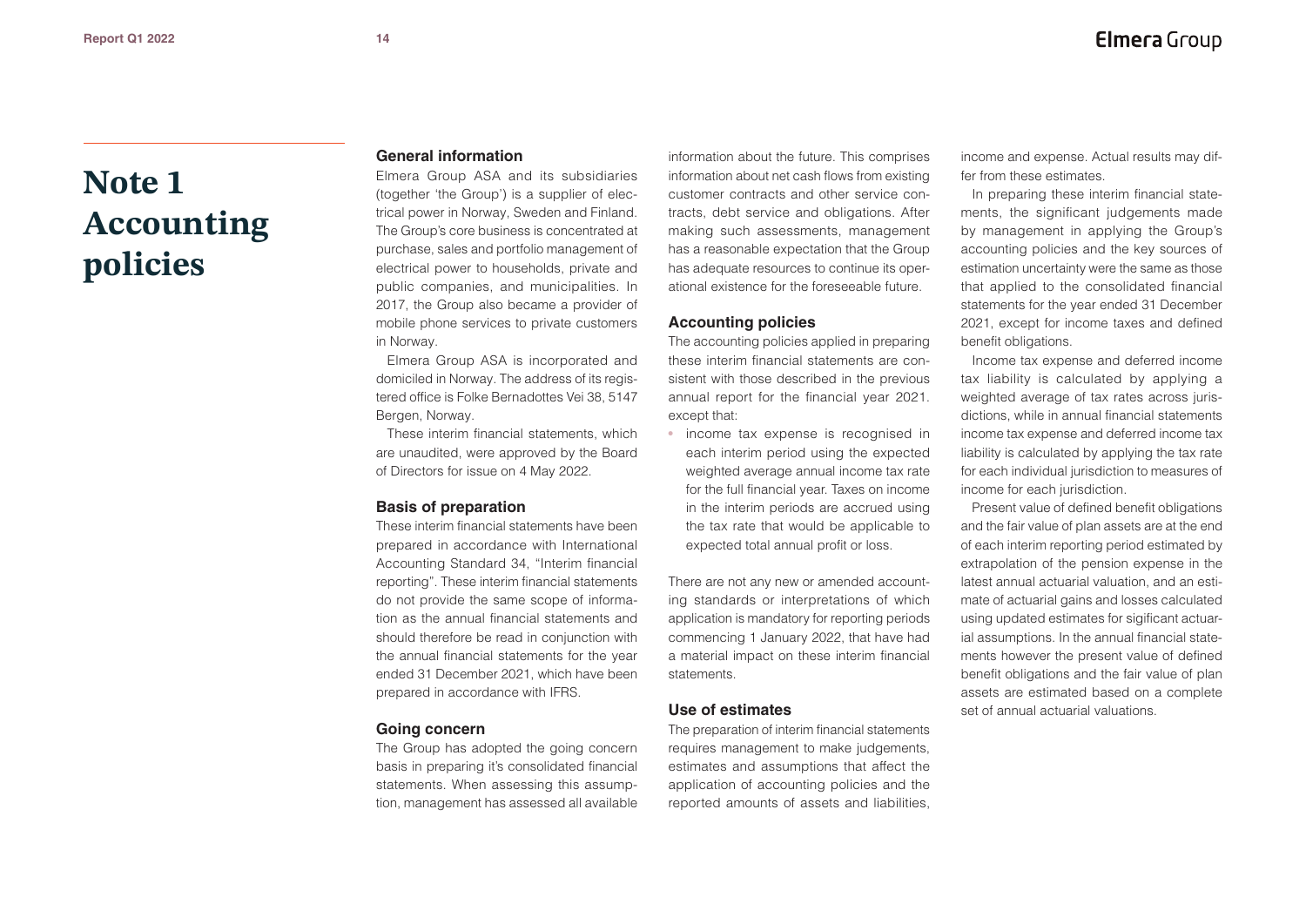# Note 1 Accounting policies

### General information

Elmera Group ASA and its subsidiaries (together 'the Group') is a supplier of electrical power in Norway, Sweden and Finland. The Group's core business is concentrated at purchase, sales and portfolio management of electrical power to households, private and public companies, and municipalities. In 2017, the Group also became a provider of mobile phone services to private customers in Norway.

Elmera Group ASA is incorporated and domiciled in Norway. The address of its registered office is Folke Bernadottes Vei 38, 5147 Bergen, Norway.

These interim financial statements, which are unaudited, were approved by the Board of Directors for issue on 4 May 2022.

### Basis of preparation

These interim financial statements have been prepared in accordance with International Accounting Standard 34, "Interim financial reporting". These interim financial statements do not provide the same scope of information as the annual financial statements and should therefore be read in conjunction with the annual financial statements for the year ended 31 December 2021, which have been prepared in accordance with IFRS.

### Going concern

The Group has adopted the going concern basis in preparing it's consolidated financial statements. When assessing this assumption, management has assessed all available information about the future. This comprises information about net cash flows from existing customer contracts and other service contracts, debt service and obligations. After making such assessments, management has a reasonable expectation that the Group has adequate resources to continue its operational existence for the foreseeable future.

### Accounting policies

The accounting policies applied in preparing these interim financial statements are consistent with those described in the previous annual report for the financial year 2021. except that:

- income tax expense is recognised in each interim period using the expected weighted average annual income tax rate for the full financial year. Taxes on income in the interim periods are accrued using the tax rate that would be applicable to expected total annual profit or loss.

There are not any new or amended accounting standards or interpretations of which application is mandatory for reporting periods commencing 1 January 2022, that have had a material impact on these interim financial statements.

### Use of estimates

The preparation of interim financial statements requires management to make judgements, estimates and assumptions that affect the application of accounting policies and the reported amounts of assets and liabilities, income and expense. Actual results may differ from these estimates.

In preparing these interim financial statements, the significant judgements made by management in applying the Group's accounting policies and the key sources of estimation uncertainty were the same as those that applied to the consolidated financial statements for the year ended 31 December 2021, except for income taxes and defined benefit obligations.

Income tax expense and deferred income tax liability is calculated by applying a weighted average of tax rates across jurisdictions, while in annual financial statements income tax expense and deferred income tax liability is calculated by applying the tax rate for each individual jurisdiction to measures of income for each jurisdiction.

Present value of defined benefit obligations and the fair value of plan assets are at the end of each interim reporting period estimated by extrapolation of the pension expense in the latest annual actuarial valuation, and an estimate of actuarial gains and losses calculated using updated estimates for sigificant actuarial assumptions. In the annual financial statements however the present value of defined benefit obligations and the fair value of plan assets are estimated based on a complete set of annual actuarial valuations.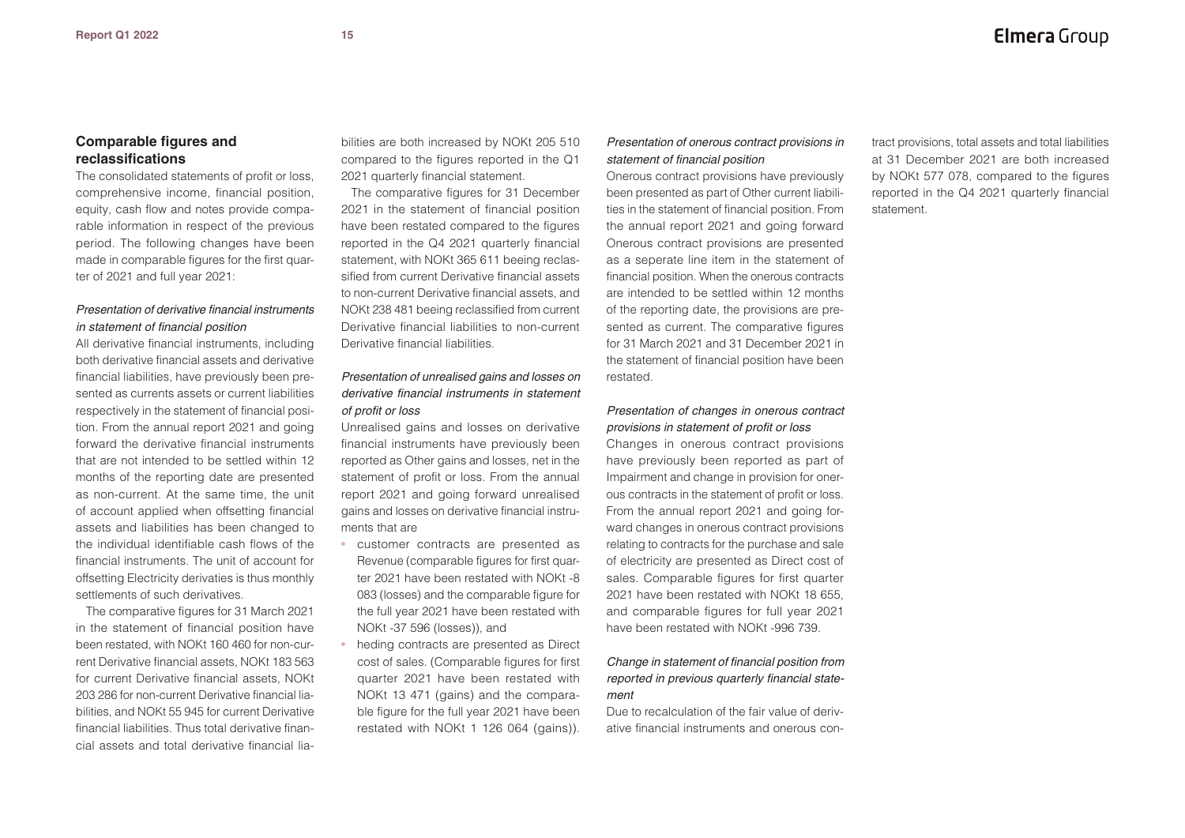## Comparable figures and reclassifications

The consolidated statements of profit or loss, comprehensive income, financial position, equity, cash flow and notes provide comparable information in respect of the previous period. The following changes have been made in comparable figures for the first quarter of 2021 and full year 2021:

*Presentation of derivative financial instruments in statement of financial position*

All derivative financial instruments, including both derivative financial assets and derivative financial liabilities, have previously been presented as currents assets or current liabilities respectively in the statement of financial position. From the annual report 2021 and going forward the derivative financial instruments that are not intended to be settled within 12 months of the reporting date are presented as non-current. At the same time, the unit of account applied when offsetting financial assets and liabilities has been changed to the individual identifiable cash flows of the financial instruments. The unit of account for offsetting Electricity derivates is thus monthly settlements of such derivatives.

The comparative figures for 31 March 2021 in the statement of financial position have been restated, with NOKt 160 460 for non-current Derivative financial assets, NOKt 183 563 for current Derivative financial assets, NOKt 203 286 for non-current Derivative financial liabilities, and NOKt 55 945 for current Derivative financial liabilities. Thus total derivative financial assets and total derivative financial liabilities are both increased by NOKt 205 510 compared to the figures reported in the Q1 2021 quarterly financial statement.

The comparative figures for 31 December 2021 in the statement of financial position have been restated compared to the figures reported in the Q4 2021 quarterly financial statement, with NOKt 365 611 beeing reclassified from current Derivative financial assets to non-current Derivative financial assets, and NOKt 238 481 beeing reclassified from current Derivative financial liabilities to non-current Derivative financial liabilities.

*Presentation of unrealised gains and losses on derivative financial instruments in statement of profit or loss*

Unrealised gains and losses on derivative financial instruments have previously been reported as Other gains and losses, net in the statement of profit or loss. From the annual report 2021 and going forward unrealised gains and losses on derivative financial instruments that are

- customer contracts are presented as Revenue (comparable figures for first quarter 2021 have been restated with NOKt -8 083 (losses) and the comparable figure for the full year 2021 have been restated with NOKt -37 596 (losses)), and
- heding contracts are presented as Direct cost of sales. (Comparable figures for first quarter 2021 have been restated with NOKt 13 471 (gains) and the comparable figure for the full year 2021 have been restated with NOKt 1 126 064 (gains)).

*Presentation of onerous contract provisions in statement of financial position*

Onerous contract provisions have previously been presented as part of Other current liabilities in the statement of financial position. From the annual report 2021 and going forward Onerous contract provisions are presented as a seperate line item in the statement of financial position. When the onerous contracts are intended to be settled within 12 months of the reporting date, the provisions are presented as current. The comparative figures for 31 March 2021 and 31 December 2021 in the statement of financial position have been restated.

*Presentation of changes in onerous contract provisions in statement of profit or loss*

Changes in onerous contract provisions have previously been reported as part of Impairment and change in provision for onerous contracts in the statement of profit or loss. From the annual report 2021 and going forward changes in onerous contract provisions relating to contracts for the purchase and sale of electricity are presented as Direct cost of sales. Comparable figures for first quarter 2021 have been restated with NOKt 18 655, and comparable figures for full year 2021 have been restated with NOKt -996 739.

*Change in statement of financial position from reported in previous quarterly financial statement*

Due to recalculation of the fair value of derivative financial instruments and onerous contract provisions, total assets and total liabilities at 31 December 2021 are both increased by NOKt 577 078, compared to the figures reported in the Q4 2021 quarterly financial statement.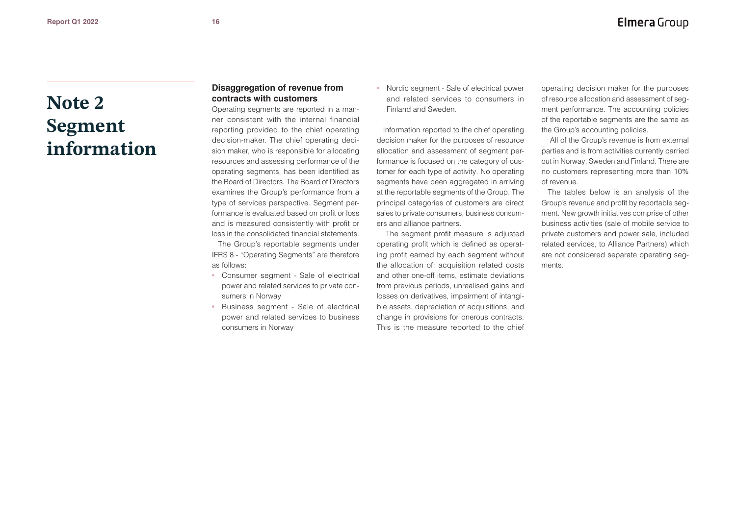# Note 2 Segment information

### Disaggregation of revenue from contracts with customers

Operating segments are reported in a manner consistent with the internal financial reporting provided to the chief operating decision-maker. The chief operating decision maker, who is responsible for allocating resources and assessing performance of the operating segments, has been identified as the Board of Directors. The Board of Directors examines the Group's performance from a type of services perspective. Segment performance is evaluated based on profit or loss and is measured consistently with profit or loss in the consolidated financial statements.

The Group's reportable segments under IFRS 8 - "Operating Segments" are therefore as follows:

- Consumer segment - Sale of electrical power and related services to private consumers in Norway
- Business segment - Sale of electrical power and related services to business consumers in Norway
- Nordic segment - Sale of electrical power and related services to consumers in Finland and Sweden.

Information reported to the chief operating decision maker for the purposes of resource allocation and assessment of segment performance is focused on the category of customer for each type of activity. No operating segments have been aggregated in arriving at the reportable segments of the Group. The principal categories of customers are direct sales to private consumers, business consumers and alliance partners.

The segment profit measure is adjusted operating profit which is defined as operating profit earned by each segment without the allocation of: acquisition related costs and other one-off items, estimate deviations from previous periods, unrealised gains and losses on derivatives, impairment of intangible assets, depreciation of acquisitions, and change in provisions for onerous contracts. This is the measure reported to the chief operating decision maker for the purposes of resource allocation and assessment of segment performance. The accounting policies of the reportable segments are the same as the Group's accounting policies.

All of the Group's revenue is from external parties and is from activities currently carried out in Norway, Sweden and Finland. There are no customers representing more than 10% of revenue.

The tables below is an analysis of the Group's revenue and profit by reportable segment. New growth initiatives comprise of other business activities (sale of mobile service to private customers and power sale, included related services, to Alliance Partners) which are not considered separate operating segments.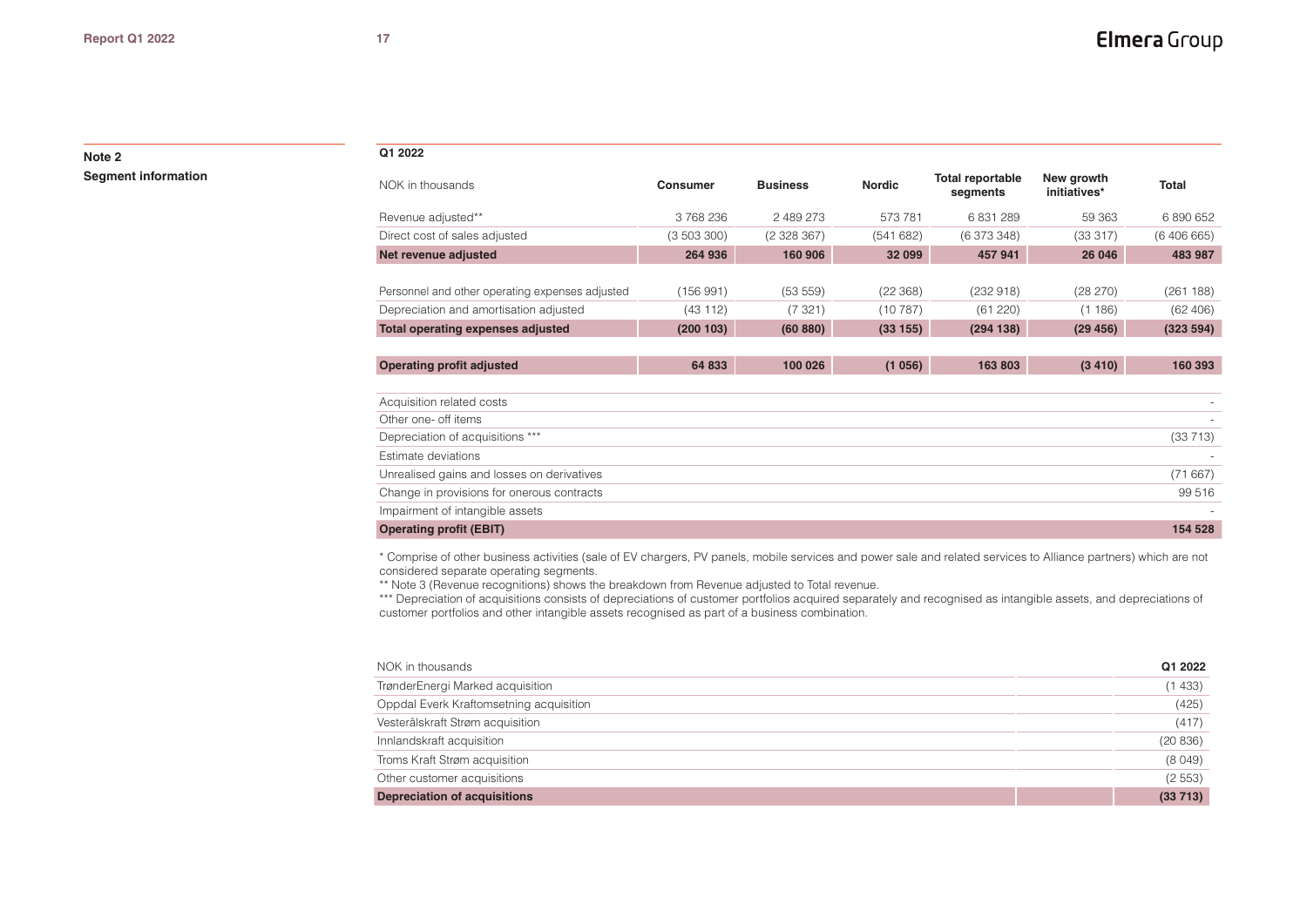## Note 2
### Segment information

**Q1 2022**

| NOK in thousands | Consumer | Business | Nordic | Total reportable segments | New growth initiatives* | Total |
|---|---|---|---|---|---|---|
| Revenue adjusted** | 3 768 236 | 2 489 273 | 573 781 | 6 831 289 | 59 363 | 6 890 652 |
| Direct cost of sales adjusted | (3 503 300) | (2 328 367) | (541 682) | (6 373 348) | (33 317) | (6 406 665) |
| **Net revenue adjusted** | **264 936** | **160 906** | **32 099** | **457 941** | **26 046** | **483 987** |
| Personnel and other operating expenses adjusted | (156 991) | (53 559) | (22 368) | (232 918) | (28 270) | (261 188) |
| Depreciation and amortisation adjusted | (43 112) | (7 321) | (10 787) | (61 220) | (1 186) | (62 406) |
| **Total operating expenses adjusted** | **(200 103)** | **(60 880)** | **(33 155)** | **(294 138)** | **(29 456)** | **(323 594)** |
| **Operating profit adjusted** | **64 833** | **100 026** | **(1 056)** | **163 803** | **(3 410)** | **160 393** |
| Acquisition related costs | | | | | | - |
| Other one- off items | | | | | | - |
| Depreciation of acquisitions *** | | | | | | (33 713) |
| Estimate deviations | | | | | | - |
| Unrealised gains and losses on derivatives | | | | | | (71 667) |
| Change in provisions for onerous contracts | | | | | | 99 516 |
| Impairment of intangible assets | | | | | | - |
| **Operating profit (EBIT)** | | | | | | **154 528** |

* Comprise of other business activities (sale of EV chargers, PV panels, mobile services and power sale and related services to Alliance partners) which are not considered separate operating segments.
** Note 3 (Revenue recognitions) shows the breakdown from Revenue adjusted to Total revenue.
*** Depreciation of acquisitions consists of depreciations of customer portfolios acquired separately and recognised as intangible assets, and depreciations of customer portfolios and other intangible assets recognised as part of a business combination.

| NOK in thousands | Q1 2022 |
|---|---|
| TrønderEnergi Marked acquisition | (1 433) |
| Oppdal Everk Kraftomsetning acquisition | (425) |
| Vesterålskraft Strøm acquisition | (417) |
| Innlandskraft acquisition | (20 836) |
| Troms Kraft Strøm acquisition | (8 049) |
| Other customer acquisitions | (2 553) |
| **Depreciation of acquisitions** | **(33 713)** |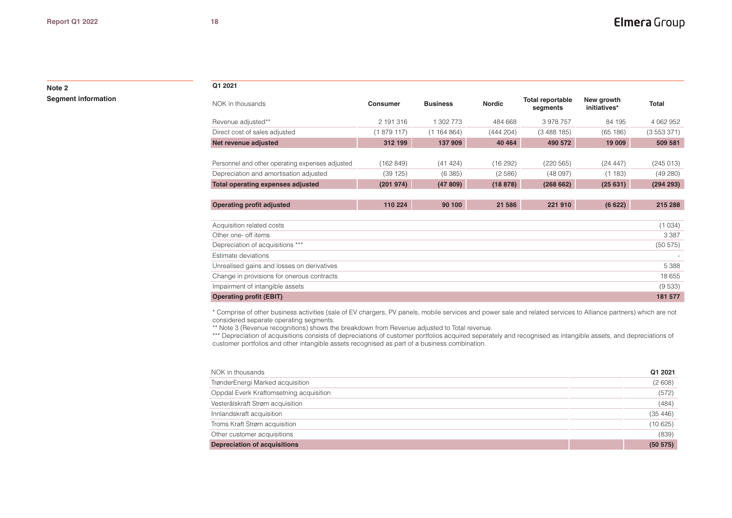## Note 2

### Segment information

**Q1 2021**

| NOK in thousands | Consumer | Business | Nordic | Total reportable segments | New growth initiatives* | Total |
|---|---|---|---|---|---|---|
| Revenue adjusted** | 2 191 316 | 1 302 773 | 484 668 | 3 978 757 | 84 195 | 4 062 952 |
| Direct cost of sales adjusted | (1 879 117) | (1 164 864) | (444 204) | (3 488 185) | (65 186) | (3 553 371) |
| **Net revenue adjusted** | **312 199** | **137 909** | **40 464** | **490 572** | **19 009** | **509 581** |
| | | | | | | |
| Personnel and other operating expenses adjusted | (162 849) | (41 424) | (16 292) | (220 565) | (24 447) | (245 013) |
| Depreciation and amortisation adjusted | (39 125) | (6 385) | (2 586) | (48 097) | (1 183) | (49 280) |
| **Total operating expenses adjusted** | **(201 974)** | **(47 809)** | **(18 878)** | **(268 662)** | **(25 631)** | **(294 293)** |
| | | | | | | |
| **Operating profit adjusted** | **110 224** | **90 100** | **21 586** | **221 910** | **(6 622)** | **215 288** |
| | | | | | | |
| Acquisition related costs | | | | | | (1 034) |
| Other one- off items | | | | | | 3 387 |
| Depreciation of acquisitions *** | | | | | | (50 575) |
| Estimate deviations | | | | | | - |
| Unrealised gains and losses on derivatives | | | | | | 5 388 |
| Change in provisions for onerous contracts | | | | | | 18 655 |
| Impairment of intangible assets | | | | | | (9 533) |
| **Operating profit (EBIT)** | | | | | | **181 577** |

* Comprise of other business activities (sale of EV chargers, PV panels, mobile services and power sale and related services to Alliance partners) which are not considered separate operating segments.
** Note 3 (Revenue recognitions) shows the breakdown from Revenue adjusted to Total revenue.
*** Depreciation of acquisitions consists of depreciations of customer portfolios acquired seperately and recognised as intangible assets, and depreciations of customer portfolios and other intangible assets recognised as part of a business combination.

| NOK in thousands | Q1 2021 |
|---|---|
| TrønderEnergi Marked acquisition | (2 608) |
| Oppdal Everk Kraftomsetning acquisition | (572) |
| Vesterålskraft Strøm acquisition | (484) |
| Innlandskraft acquisition | (35 446) |
| Troms Kraft Strøm acquisition | (10 625) |
| Other customer acquisitions | (839) |
| **Depreciation of acquisitions** | **(50 575)** |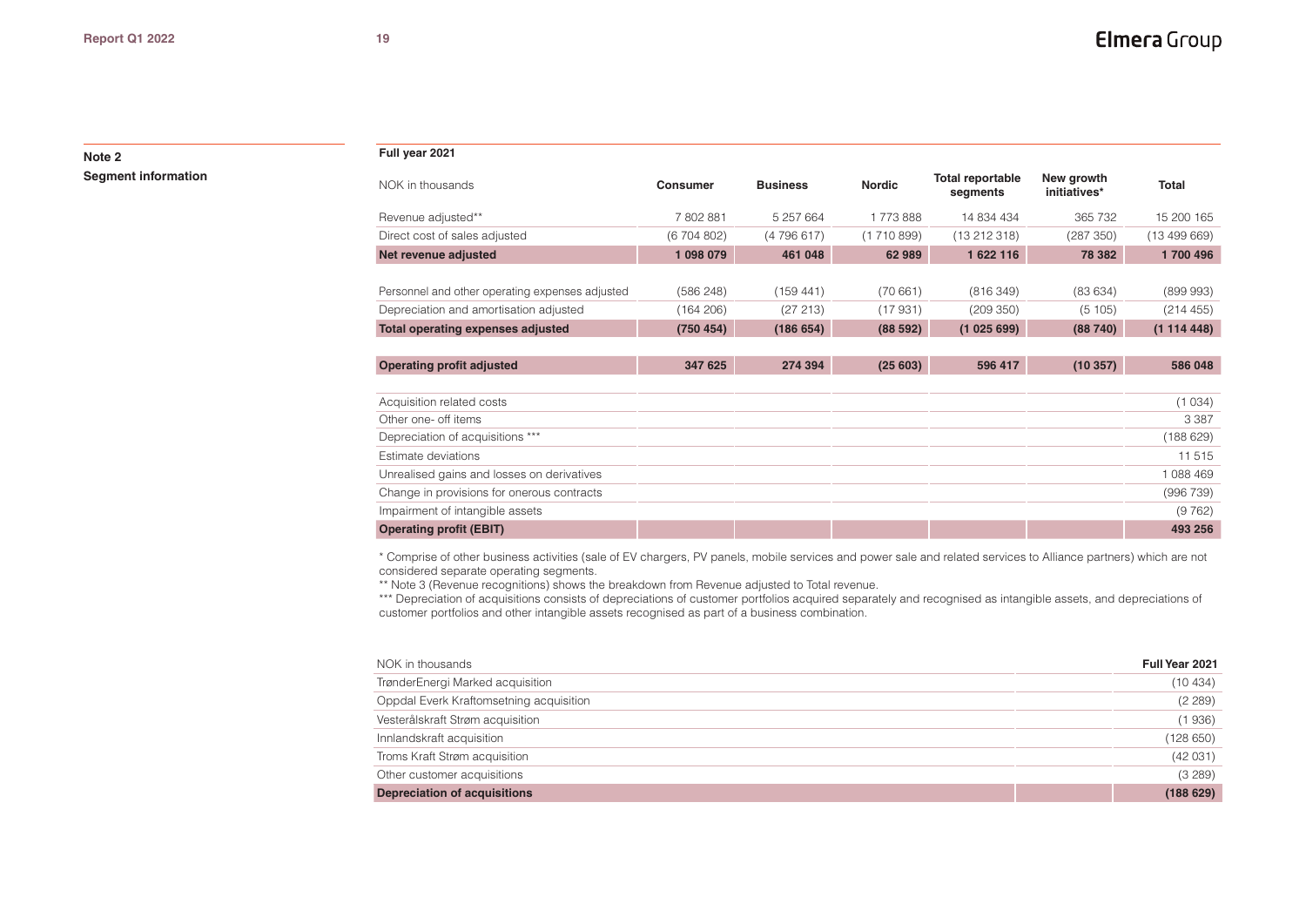## Note 2
## Segment information

**Full year 2021**

| NOK in thousands | Consumer | Business | Nordic | Total reportable segments | New growth initiatives* | Total |
|---|---|---|---|---|---|---|
| Revenue adjusted** | 7 802 881 | 5 257 664 | 1 773 888 | 14 834 434 | 365 732 | 15 200 165 |
| Direct cost of sales adjusted | (6 704 802) | (4 796 617) | (1 710 899) | (13 212 318) | (287 350) | (13 499 669) |
| **Net revenue adjusted** | **1 098 079** | **461 048** | **62 989** | **1 622 116** | **78 382** | **1 700 496** |
| Personnel and other operating expenses adjusted | (586 248) | (159 441) | (70 661) | (816 349) | (83 634) | (899 993) |
| Depreciation and amortisation adjusted | (164 206) | (27 213) | (17 931) | (209 350) | (5 105) | (214 455) |
| **Total operating expenses adjusted** | **(750 454)** | **(186 654)** | **(88 592)** | **(1 025 699)** | **(88 740)** | **(1 114 448)** |
| **Operating profit adjusted** | **347 625** | **274 394** | **(25 603)** | **596 417** | **(10 357)** | **586 048** |
| Acquisition related costs | | | | | | (1 034) |
| Other one- off items | | | | | | 3 387 |
| Depreciation of acquisitions *** | | | | | | (188 629) |
| Estimate deviations | | | | | | 11 515 |
| Unrealised gains and losses on derivatives | | | | | | 1 088 469 |
| Change in provisions for onerous contracts | | | | | | (996 739) |
| Impairment of intangible assets | | | | | | (9 762) |
| **Operating profit (EBIT)** | | | | | | **493 256** |

\* Comprise of other business activities (sale of EV chargers, PV panels, mobile services and power sale and related services to Alliance partners) which are not considered separate operating segments.

\*\* Note 3 (Revenue recognitions) shows the breakdown from Revenue adjusted to Total revenue.

\*\*\* Depreciation of acquisitions consists of depreciations of customer portfolios acquired separately and recognised as intangible assets, and depreciations of customer portfolios and other intangible assets recognised as part of a business combination.

| NOK in thousands | | Full Year 2021 |
|---|---|---|
| TrønderEnergi Marked acquisition | | (10 434) |
| Oppdal Everk Kraftomsetning acquisition | | (2 289) |
| Vesterålskraft Strøm acquisition | | (1 936) |
| Innlandskraft acquisition | | (128 650) |
| Troms Kraft Strøm acquisition | | (42 031) |
| Other customer acquisitions | | (3 289) |
| **Depreciation of acquisitions** | | **(188 629)** |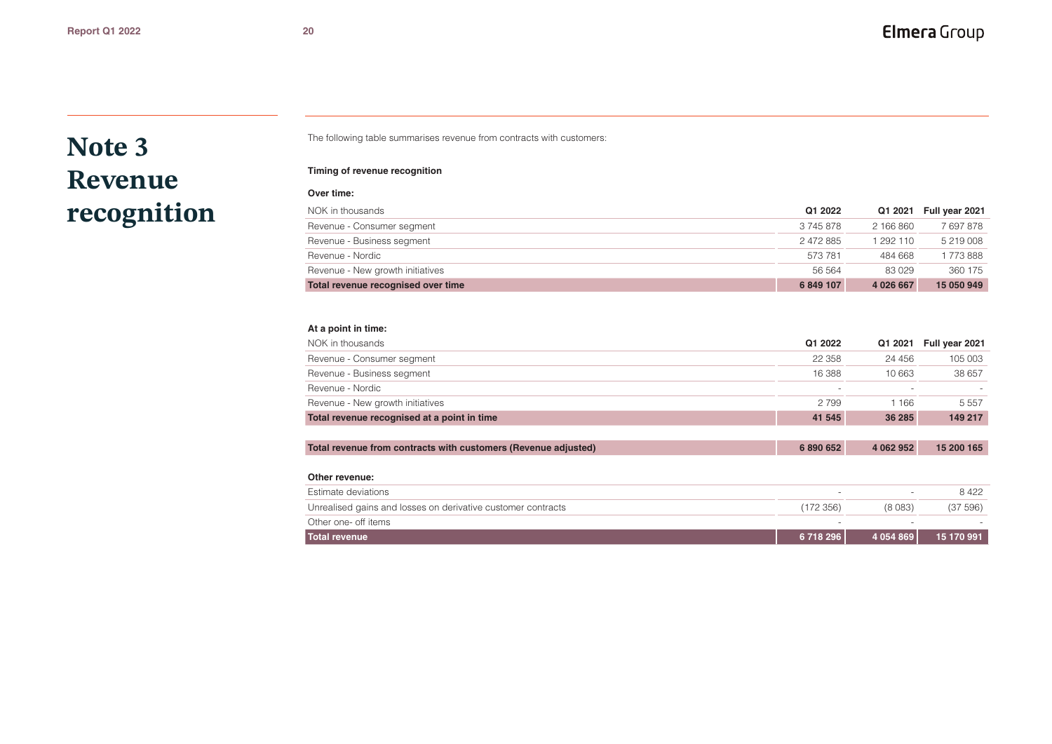# Note 3 Revenue recognition

The following table summarises revenue from contracts with customers:

**Timing of revenue recognition**

**Over time:**

| NOK in thousands | Q1 2022 | Q1 2021 | Full year 2021 |
|---|---|---|---|
| Revenue - Consumer segment | 3 745 878 | 2 166 860 | 7 697 878 |
| Revenue - Business segment | 2 472 885 | 1 292 110 | 5 219 008 |
| Revenue - Nordic | 573 781 | 484 668 | 1 773 888 |
| Revenue - New growth initiatives | 56 564 | 83 029 | 360 175 |
| **Total revenue recognised over time** | **6 849 107** | **4 026 667** | **15 050 949** |

**At a point in time:**

| NOK in thousands | Q1 2022 | Q1 2021 | Full year 2021 |
|---|---|---|---|
| Revenue - Consumer segment | 22 358 | 24 456 | 105 003 |
| Revenue - Business segment | 16 388 | 10 663 | 38 657 |
| Revenue - Nordic | - | - | - |
| Revenue - New growth initiatives | 2 799 | 1 166 | 5 557 |
| **Total revenue recognised at a point in time** | **41 545** | **36 285** | **149 217** |
| | | | |
| **Total revenue from contracts with customers (Revenue adjusted)** | **6 890 652** | **4 062 952** | **15 200 165** |

**Other revenue:**

| | Q1 2022 | Q1 2021 | Full year 2021 |
|---|---|---|---|
| Estimate deviations | - | - | 8 422 |
| Unrealised gains and losses on derivative customer contracts | (172 356) | (8 083) | (37 596) |
| Other one- off items | - | - | - |
| **Total revenue** | **6 718 296** | **4 054 869** | **15 170 991** |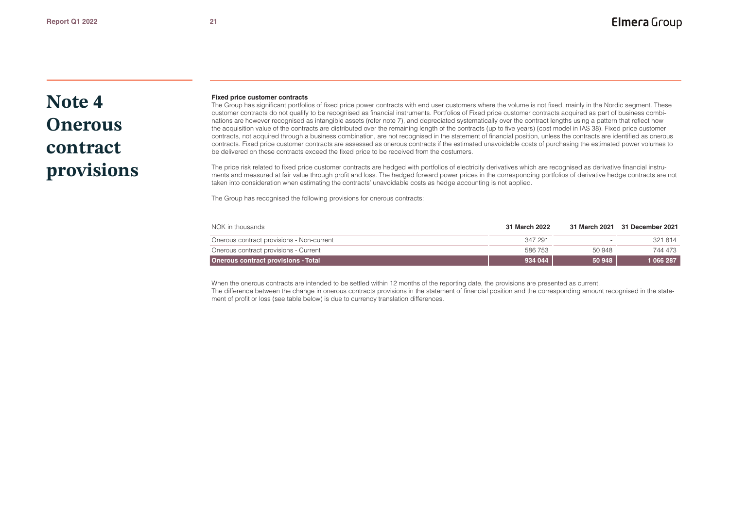# Note 4 Onerous contract provisions

**Fixed price customer contracts**

The Group has significant portfolios of fixed price power contracts with end user customers where the volume is not fixed, mainly in the Nordic segment. These customer contracts do not qualify to be recognised as financial instruments. Portfolios of Fixed price customer contracts acquired as part of business combinations are however recognised as intangible assets (refer note 7), and depreciated systematically over the contract lengths using a pattern that reflect how the acquisition value of the contracts are distributed over the remaining length of the contracts (up to five years) (cost model in IAS 38). Fixed price customer contracts, not acquired through a business combination, are not recognised in the statement of financial position, unless the contracts are identified as onerous contracts. Fixed price customer contracts are assessed as onerous contracts if the estimated unavoidable costs of purchasing the estimated power volumes to be delivered on these contracts exceed the fixed price to be received from the costumers.

The price risk related to fixed price customer contracts are hedged with portfolios of electricity derivatives which are recognised as derivative financial instruments and measured at fair value through profit and loss. The hedged forward power prices in the corresponding portfolios of derivative hedge contracts are not taken into consideration when estimating the contracts' unavoidable costs as hedge accounting is not applied.

The Group has recognised the following provisions for onerous contracts:

| NOK in thousands | 31 March 2022 | 31 March 2021 | 31 December 2021 |
|---|---|---|---|
| Onerous contract provisions - Non-current | 347 291 | - | 321 814 |
| Onerous contract provisions - Current | 586 753 | 50 948 | 744 473 |
| **Onerous contract provisions - Total** | **934 044** | **50 948** | **1 066 287** |

When the onerous contracts are intended to be settled within 12 months of the reporting date, the provisions are presented as current.
The difference between the change in onerous contracts provisions in the statement of financial position and the corresponding amount recognised in the statement of profit or loss (see table below) is due to currency translation differences.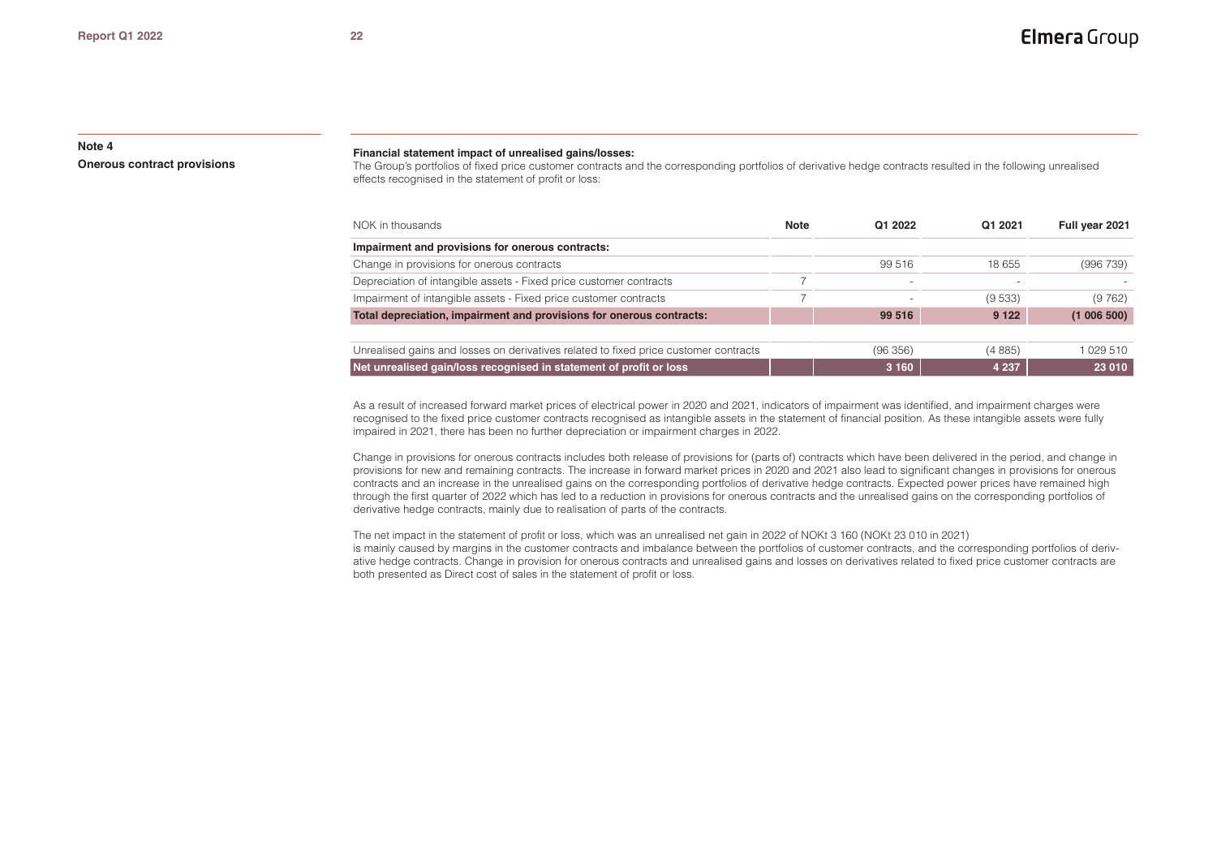## Note 4

**Onerous contract provisions**

**Financial statement impact of unrealised gains/losses:**

The Group's portfolios of fixed price customer contracts and the corresponding portfolios of derivative hedge contracts resulted in the following unrealised effects recognised in the statement of profit or loss:

| NOK in thousands | Note | Q1 2022 | Q1 2021 | Full year 2021 |
|---|---|---|---|---|
| **Impairment and provisions for onerous contracts:** | | | | |
| Change in provisions for onerous contracts | | 99 516 | 18 655 | (996 739) |
| Depreciation of intangible assets - Fixed price customer contracts | 7 | - | - | - |
| Impairment of intangible assets - Fixed price customer contracts | 7 | - | (9 533) | (9 762) |
| **Total depreciation, impairment and provisions for onerous contracts:** | | **99 516** | **9 122** | **(1 006 500)** |
| | | | | |
| Unrealised gains and losses on derivatives related to fixed price customer contracts | | (96 356) | (4 885) | 1 029 510 |
| **Net unrealised gain/loss recognised in statement of profit or loss** | | **3 160** | **4 237** | **23 010** |

As a result of increased forward market prices of electrical power in 2020 and 2021, indicators of impairment was identified, and impairment charges were recognised to the fixed price customer contracts recognised as intangible assets in the statement of financial position. As these intangible assets were fully impaired in 2021, there has been no further depreciation or impairment charges in 2022.

Change in provisions for onerous contracts includes both release of provisions for (parts of) contracts which have been delivered in the period, and change in provisions for new and remaining contracts. The increase in forward market prices in 2020 and 2021 also lead to significant changes in provisions for onerous contracts and an increase in the unrealised gains on the corresponding portfolios of derivative hedge contracts. Expected power prices have remained high through the first quarter of 2022 which has led to a reduction in provisions for onerous contracts and the unrealised gains on the corresponding portfolios of derivative hedge contracts, mainly due to realisation of parts of the contracts.

The net impact in the statement of profit or loss, which was an unrealised net gain in 2022 of NOKt 3 160 (NOKt 23 010 in 2021) is mainly caused by margins in the customer contracts and imbalance between the portfolios of customer contracts, and the corresponding portfolios of derivative hedge contracts. Change in provision for onerous contracts and unrealised gains and losses on derivatives related to fixed price customer contracts are both presented as Direct cost of sales in the statement of profit or loss.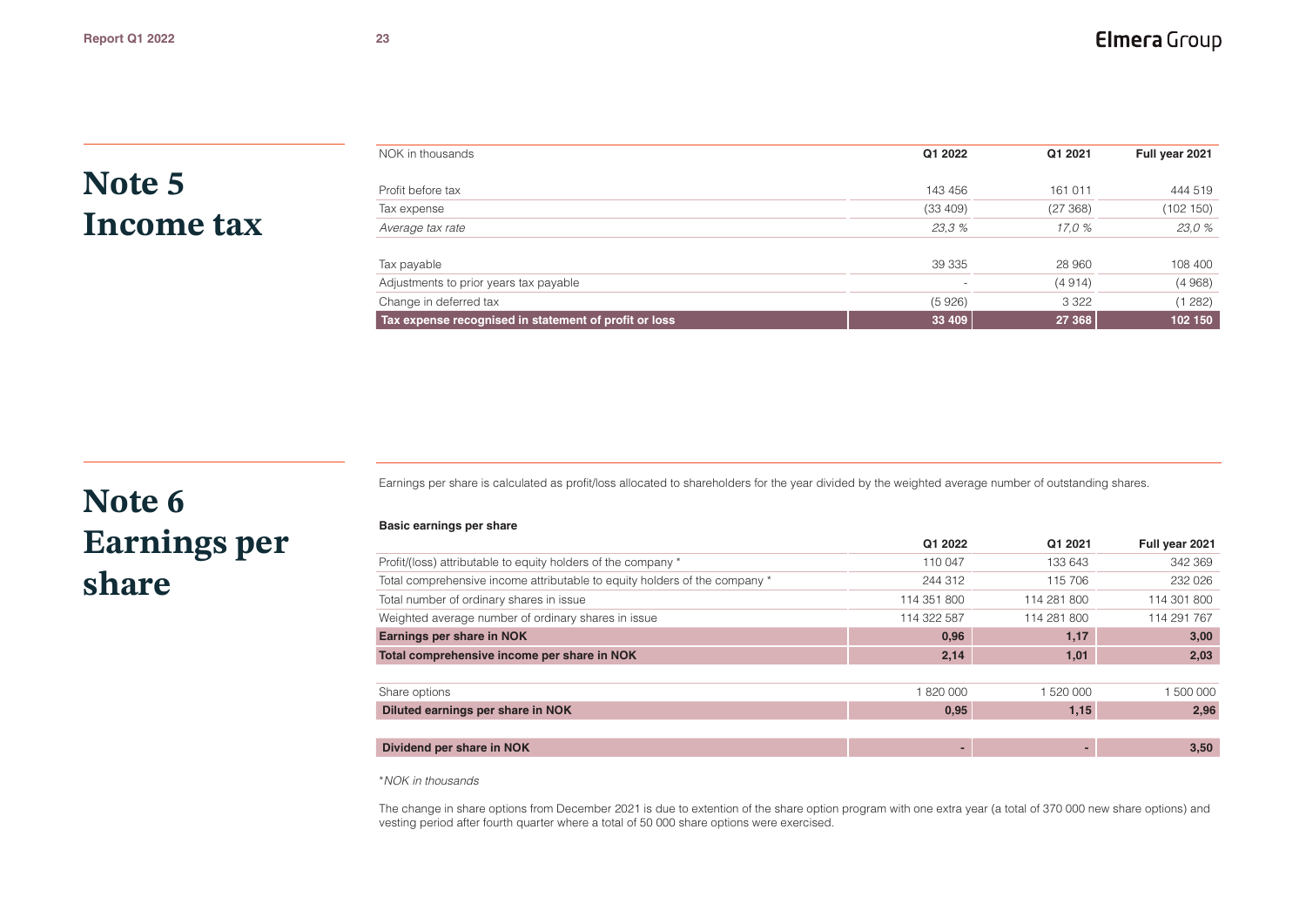# Note 5 Income tax

| NOK in thousands | Q1 2022 | Q1 2021 | Full year 2021 |
|---|---|---|---|
| Profit before tax | 143 456 | 161 011 | 444 519 |
| Tax expense | (33 409) | (27 368) | (102 150) |
| *Average tax rate* | *23,3 %* | *17,0 %* | *23,0 %* |
| | | | |
| Tax payable | 39 335 | 28 960 | 108 400 |
| Adjustments to prior years tax payable | - | (4 914) | (4 968) |
| Change in deferred tax | (5 926) | 3 322 | (1 282) |
| **Tax expense recognised in statement of profit or loss** | **33 409** | **27 368** | **102 150** |

# Note 6 Earnings per share

Earnings per share is calculated as profit/loss allocated to shareholders for the year divided by the weighted average number of outstanding shares.

**Basic earnings per share**

| | Q1 2022 | Q1 2021 | Full year 2021 |
|---|---|---|---|
| Profit/(loss) attributable to equity holders of the company * | 110 047 | 133 643 | 342 369 |
| Total comprehensive income attributable to equity holders of the company * | 244 312 | 115 706 | 232 026 |
| Total number of ordinary shares in issue | 114 351 800 | 114 281 800 | 114 301 800 |
| Weighted average number of ordinary shares in issue | 114 322 587 | 114 281 800 | 114 291 767 |
| **Earnings per share in NOK** | **0,96** | **1,17** | **3,00** |
| **Total comprehensive income per share in NOK** | **2,14** | **1,01** | **2,03** |
| | | | |
| Share options | 1 820 000 | 1 520 000 | 1 500 000 |
| **Diluted earnings per share in NOK** | **0,95** | **1,15** | **2,96** |
| | | | |
| **Dividend per share in NOK** | **-** | **-** | **3,50** |

**NOK in thousands*

The change in share options from December 2021 is due to extention of the share option program with one extra year (a total of 370 000 new share options) and vesting period after fourth quarter where a total of 50 000 share options were exercised.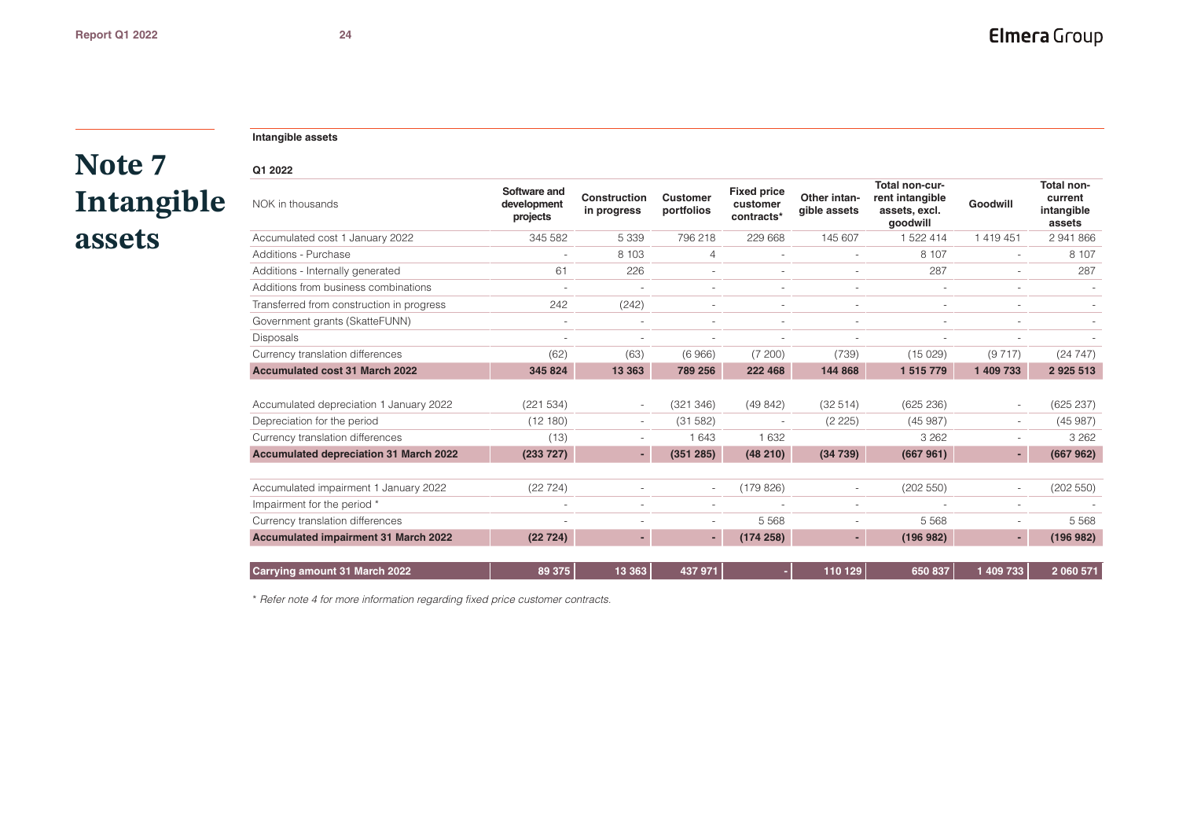# Note 7 Intangible assets

**Intangible assets**

**Q1 2022**

| NOK in thousands | Software and development projects | Construction in progress | Customer portfolios | Fixed price customer contracts* | Other intangible assets | Total non-current intangible assets, excl. goodwill | Goodwill | Total non-current intangible assets |
|---|---|---|---|---|---|---|---|---|
| Accumulated cost 1 January 2022 | 345 582 | 5 339 | 796 218 | 229 668 | 145 607 | 1 522 414 | 1 419 451 | 2 941 866 |
| Additions - Purchase | - | 8 103 | 4 | - | - | 8 107 | - | 8 107 |
| Additions - Internally generated | 61 | 226 | - | - | - | 287 | - | 287 |
| Additions from business combinations | - | - | - | - | - | - | - | - |
| Transferred from construction in progress | 242 | (242) | - | - | - | - | - | - |
| Government grants (SkatteFUNN) | - | - | - | - | - | - | - | - |
| Disposals | - | - | - | - | - | - | - | - |
| Currency translation differences | (62) | (63) | (6 966) | (7 200) | (739) | (15 029) | (9 717) | (24 747) |
| **Accumulated cost 31 March 2022** | **345 824** | **13 363** | **789 256** | **222 468** | **144 868** | **1 515 779** | **1 409 733** | **2 925 513** |
| | | | | | | | | |
| Accumulated depreciation 1 January 2022 | (221 534) | - | (321 346) | (49 842) | (32 514) | (625 236) | - | (625 237) |
| Depreciation for the period | (12 180) | - | (31 582) | - | (2 225) | (45 987) | - | (45 987) |
| Currency translation differences | (13) | - | 1 643 | 1 632 | | 3 262 | - | 3 262 |
| **Accumulated depreciation 31 March 2022** | **(233 727)** | **-** | **(351 285)** | **(48 210)** | **(34 739)** | **(667 961)** | **-** | **(667 962)** |
| | | | | | | | | |
| Accumulated impairment 1 January 2022 | (22 724) | - | - | (179 826) | - | (202 550) | - | (202 550) |
| Impairment for the period * | - | - | - | - | - | - | - | - |
| Currency translation differences | - | - | - | 5 568 | - | 5 568 | - | 5 568 |
| **Accumulated impairment 31 March 2022** | **(22 724)** | **-** | **-** | **(174 258)** | **-** | **(196 982)** | **-** | **(196 982)** |
| | | | | | | | | |
| **Carrying amount 31 March 2022** | **89 375** | **13 363** | **437 971** | **-** | **110 129** | **650 837** | **1 409 733** | **2 060 571** |

*\* Refer note 4 for more information regarding fixed price customer contracts.*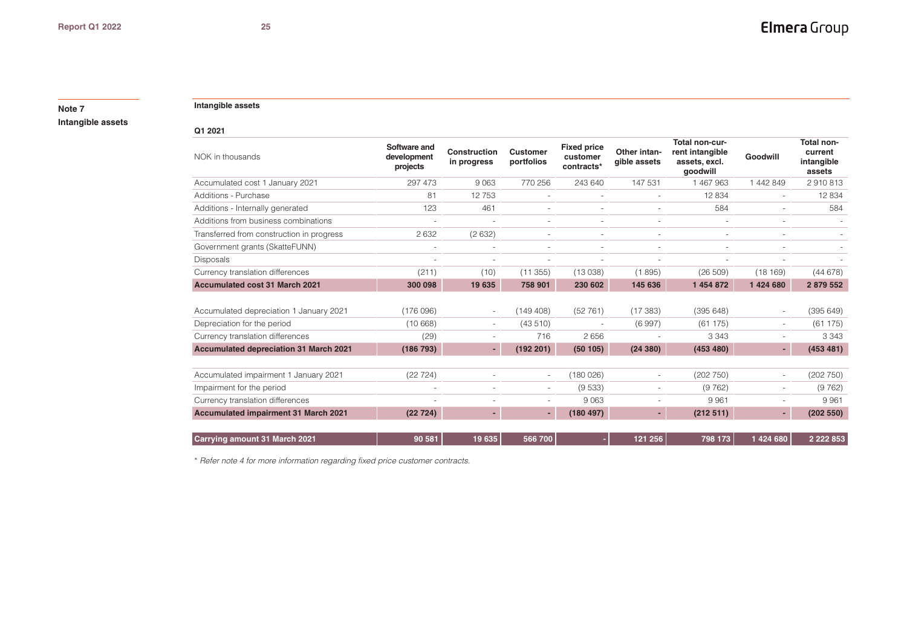## Note 7
## Intangible assets

**Intangible assets**

**Q1 2021**

| NOK in thousands | Software and development projects | Construction in progress | Customer portfolios | Fixed price customer contracts* | Other intangible assets | Total non-current intangible assets, excl. goodwill | Goodwill | Total non-current intangible assets |
|---|---|---|---|---|---|---|---|---|
| Accumulated cost 1 January 2021 | 297 473 | 9 063 | 770 256 | 243 640 | 147 531 | 1 467 963 | 1 442 849 | 2 910 813 |
| Additions - Purchase | 81 | 12 753 | - | - | - | 12 834 | - | 12 834 |
| Additions - Internally generated | 123 | 461 | - | - | - | 584 | - | 584 |
| Additions from business combinations | - | - | - | - | - | - | - | - |
| Transferred from construction in progress | 2 632 | (2 632) | - | - | - | - | - | - |
| Government grants (SkatteFUNN) | - | - | - | - | - | - | - | - |
| Disposals | - | - | - | - | - | - | - | - |
| Currency translation differences | (211) | (10) | (11 355) | (13 038) | (1 895) | (26 509) | (18 169) | (44 678) |
| **Accumulated cost 31 March 2021** | **300 098** | **19 635** | **758 901** | **230 602** | **145 636** | **1 454 872** | **1 424 680** | **2 879 552** |
| | | | | | | | | |
| Accumulated depreciation 1 January 2021 | (176 096) | - | (149 408) | (52 761) | (17 383) | (395 648) | - | (395 649) |
| Depreciation for the period | (10 668) | - | (43 510) | - | (6 997) | (61 175) | - | (61 175) |
| Currency translation differences | (29) | - | 716 | 2 656 | - | 3 343 | - | 3 343 |
| **Accumulated depreciation 31 March 2021** | **(186 793)** | **-** | **(192 201)** | **(50 105)** | **(24 380)** | **(453 480)** | **-** | **(453 481)** |
| | | | | | | | | |
| Accumulated impairment 1 January 2021 | (22 724) | - | - | (180 026) | - | (202 750) | - | (202 750) |
| Impairment for the period | - | - | - | (9 533) | - | (9 762) | - | (9 762) |
| Currency translation differences | - | - | - | 9 063 | - | 9 961 | - | 9 961 |
| **Accumulated impairment 31 March 2021** | **(22 724)** | **-** | **-** | **(180 497)** | **-** | **(212 511)** | **-** | **(202 550)** |
| | | | | | | | | |
| **Carrying amount 31 March 2021** | **90 581** | **19 635** | **566 700** | **-** | **121 256** | **798 173** | **1 424 680** | **2 222 853** |

*\* Refer note 4 for more information regarding fixed price customer contracts.*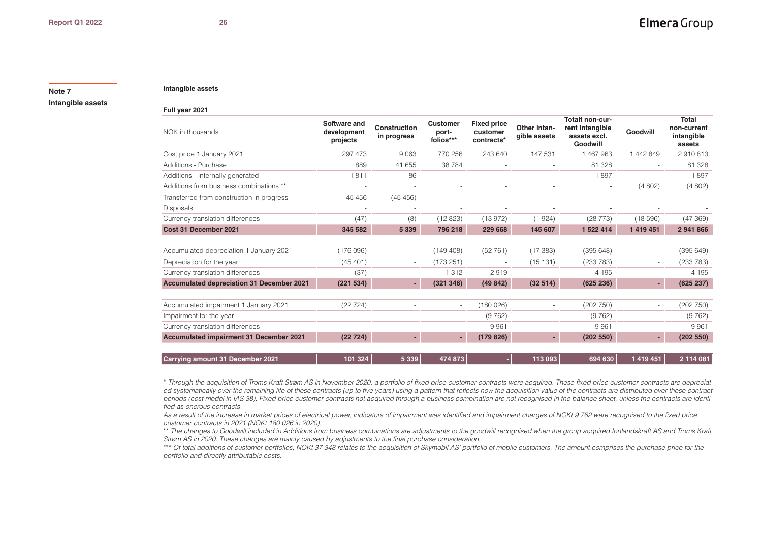## Note 7
## Intangible assets

**Intangible assets**

**Full year 2021**

| NOK in thousands | Software and development projects | Construction in progress | Customer port-folios*** | Fixed price customer contracts* | Other intan-gible assets | Totalt non-cur-rent intangible assets excl. Goodwill | Goodwill | Total non-current intangible assets |
|---|---|---|---|---|---|---|---|---|
| Cost price 1 January 2021 | 297 473 | 9 063 | 770 256 | 243 640 | 147 531 | 1 467 963 | 1 442 849 | 2 910 813 |
| Additions - Purchase | 889 | 41 655 | 38 784 | - | - | 81 328 | - | 81 328 |
| Additions - Internally generated | 1 811 | 86 | - | - | - | 1 897 | - | 1 897 |
| Additions from business combinations ** | - | - | - | - | - | - | (4 802) | (4 802) |
| Transferred from construction in progress | 45 456 | (45 456) | - | - | - | - | - | - |
| Disposals | - | - | - | - | - | - | - | - |
| Currency translation differences | (47) | (8) | (12 823) | (13 972) | (1 924) | (28 773) | (18 596) | (47 369) |
| **Cost 31 December 2021** | **345 582** | **5 339** | **796 218** | **229 668** | **145 607** | **1 522 414** | **1 419 451** | **2 941 866** |
| | | | | | | | | |
| Accumulated depreciation 1 January 2021 | (176 096) | - | (149 408) | (52 761) | (17 383) | (395 648) | - | (395 649) |
| Depreciation for the year | (45 401) | - | (173 251) | - | (15 131) | (233 783) | - | (233 783) |
| Currency translation differences | (37) | - | 1 312 | 2 919 | - | 4 195 | - | 4 195 |
| **Accumulated depreciation 31 December 2021** | **(221 534)** | **-** | **(321 346)** | **(49 842)** | **(32 514)** | **(625 236)** | **-** | **(625 237)** |
| | | | | | | | | |
| Accumulated impairment 1 January 2021 | (22 724) | - | - | (180 026) | - | (202 750) | - | (202 750) |
| Impairment for the year | - | - | - | (9 762) | - | (9 762) | - | (9 762) |
| Currency translation differences | - | - | - | 9 961 | - | 9 961 | - | 9 961 |
| **Accumulated impairment 31 December 2021** | **(22 724)** | **-** | **-** | **(179 826)** | **-** | **(202 550)** | **-** | **(202 550)** |
| | | | | | | | | |
| **Carrying amount 31 December 2021** | **101 324** | **5 339** | **474 873** | **-** | **113 093** | **694 630** | **1 419 451** | **2 114 081** |

*\* Through the acquisition of Troms Kraft Strøm AS in November 2020, a portfolio of fixed price customer contracts were acquired. These fixed price customer contracts are depreciated systematically over the remaining life of these contracts (up to five years) using a pattern that reflects how the acquisition value of the contracts are distributed over these contract periods (cost model in IAS 38). Fixed price customer contracts not acquired through a business combination are not recognised in the balance sheet, unless the contracts are identified as onerous contracts.*

*As a result of the increase in market prices of electrical power, indicators of impairment was identified and impairment charges of NOKt 9 762 were recognised to the fixed price customer contracts in 2021 (NOKt 180 026 in 2020).*

*\*\* The changes to Goodwill included in Additions from business combinations are adjustments to the goodwill recognised when the group acquired Innlandskraft AS and Troms Kraft Strøm AS in 2020. These changes are mainly caused by adjustments to the final purchase consideration.*

*\*\*\* Of total additions of customer portfolios, NOKt 37 348 relates to the acquisition of Skymobil AS' portfolio of mobile customers. The amount comprises the purchase price for the portfolio and directly attributable costs.*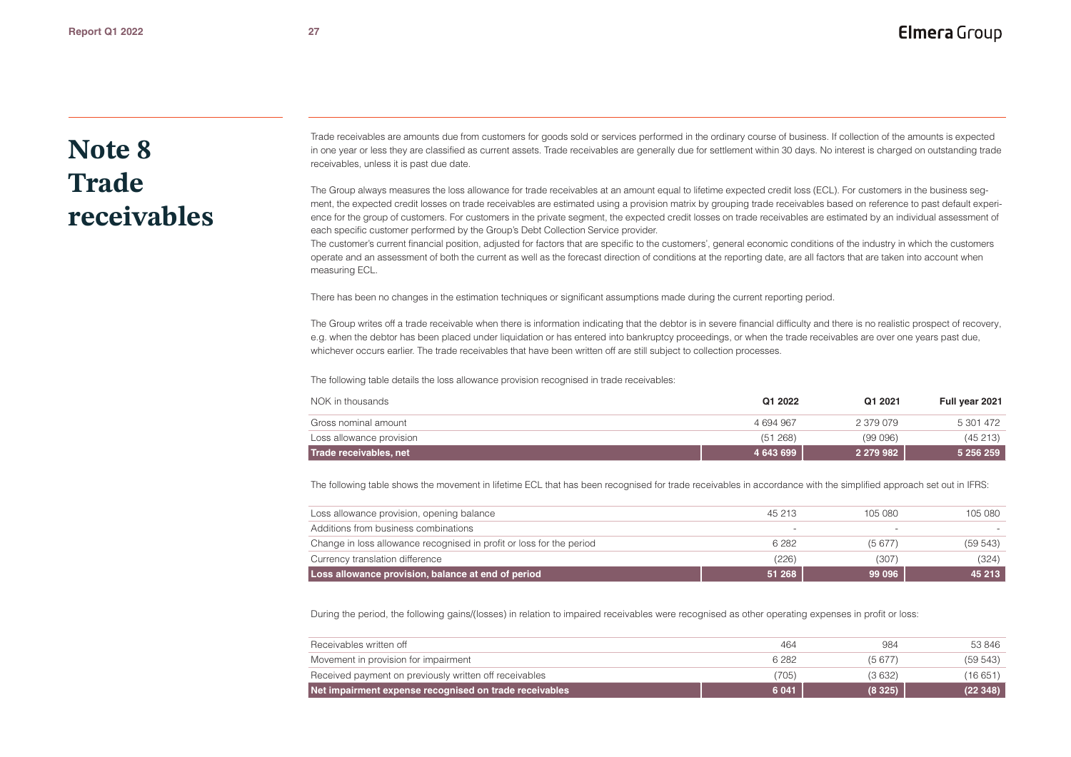# Note 8 Trade receivables

Trade receivables are amounts due from customers for goods sold or services performed in the ordinary course of business. If collection of the amounts is expected in one year or less they are classified as current assets. Trade receivables are generally due for settlement within 30 days. No interest is charged on outstanding trade receivables, unless it is past due date.

The Group always measures the loss allowance for trade receivables at an amount equal to lifetime expected credit loss (ECL). For customers in the business segment, the expected credit losses on trade receivables are estimated using a provision matrix by grouping trade receivables based on reference to past default experience for the group of customers. For customers in the private segment, the expected credit losses on trade receivables are estimated by an individual assessment of each specific customer performed by the Group's Debt Collection Service provider.
The customer's current financial position, adjusted for factors that are specific to the customers', general economic conditions of the industry in which the customers operate and an assessment of both the current as well as the forecast direction of conditions at the reporting date, are all factors that are taken into account when measuring ECL.

There has been no changes in the estimation techniques or significant assumptions made during the current reporting period.

The Group writes off a trade receivable when there is information indicating that the debtor is in severe financial difficulty and there is no realistic prospect of recovery, e.g. when the debtor has been placed under liquidation or has entered into bankruptcy proceedings, or when the trade receivables are over one years past due, whichever occurs earlier. The trade receivables that have been written off are still subject to collection processes.

The following table details the loss allowance provision recognised in trade receivables:

| NOK in thousands | Q1 2022 | Q1 2021 | Full year 2021 |
|---|---|---|---|
| Gross nominal amount | 4 694 967 | 2 379 079 | 5 301 472 |
| Loss allowance provision | (51 268) | (99 096) | (45 213) |
| **Trade receivables, net** | **4 643 699** | **2 279 982** | **5 256 259** |

The following table shows the movement in lifetime ECL that has been recognised for trade receivables in accordance with the simplified approach set out in IFRS:

| | Q1 2022 | Q1 2021 | Full year 2021 |
|---|---|---|---|
| Loss allowance provision, opening balance | 45 213 | 105 080 | 105 080 |
| Additions from business combinations | - | - | - |
| Change in loss allowance recognised in profit or loss for the period | 6 282 | (5 677) | (59 543) |
| Currency translation difference | (226) | (307) | (324) |
| **Loss allowance provision, balance at end of period** | **51 268** | **99 096** | **45 213** |

During the period, the following gains/(losses) in relation to impaired receivables were recognised as other operating expenses in profit or loss:

| | Q1 2022 | Q1 2021 | Full year 2021 |
|---|---|---|---|
| Receivables written off | 464 | 984 | 53 846 |
| Movement in provision for impairment | 6 282 | (5 677) | (59 543) |
| Received payment on previously written off receivables | (705) | (3 632) | (16 651) |
| **Net impairment expense recognised on trade receivables** | **6 041** | **(8 325)** | **(22 348)** |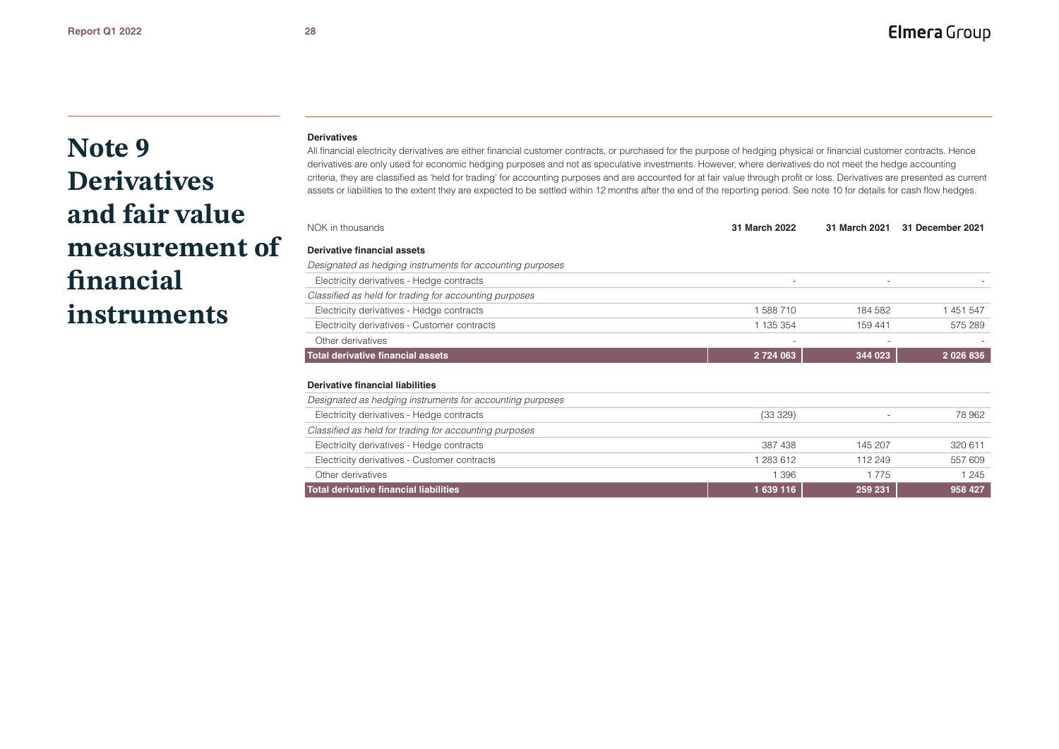# Note 9 Derivatives and fair value measurement of financial instruments

**Derivatives**

All financial electricity derivatives are either financial customer contracts, or purchased for the purpose of hedging physical or financial customer contracts. Hence derivatives are only used for economic hedging purposes and not as speculative investments. However, where derivatives do not meet the hedge accounting criteria, they are classified as 'held for trading' for accounting purposes and are accounted for at fair value through profit or loss. Derivatives are presented as current assets or liabilities to the extent they are expected to be settled within 12 months after the end of the reporting period. See note 10 for details for cash flow hedges.

| NOK in thousands | 31 March 2022 | 31 March 2021 | 31 December 2021 |
|---|---|---|---|
| **Derivative financial assets** | | | |
| *Designated as hedging instruments for accounting purposes* | | | |
| Electricity derivatives - Hedge contracts | - | - | - |
| *Classified as held for trading for accounting purposes* | | | |
| Electricity derivatives - Hedge contracts | 1 588 710 | 184 582 | 1 451 547 |
| Electricity derivatives - Customer contracts | 1 135 354 | 159 441 | 575 289 |
| Other derivatives | - | - | - |
| **Total derivative financial assets** | **2 724 063** | **344 023** | **2 026 836** |
| | | | |
| **Derivative financial liabilities** | | | |
| *Designated as hedging instruments for accounting purposes* | | | |
| Electricity derivatives - Hedge contracts | (33 329) | - | 78 962 |
| *Classified as held for trading for accounting purposes* | | | |
| Electricity derivatives - Hedge contracts | 387 438 | 145 207 | 320 611 |
| Electricity derivatives - Customer contracts | 1 283 612 | 112 249 | 557 609 |
| Other derivatives | 1 396 | 1 775 | 1 245 |
| **Total derivative financial liabilities** | **1 639 116** | **259 231** | **958 427** |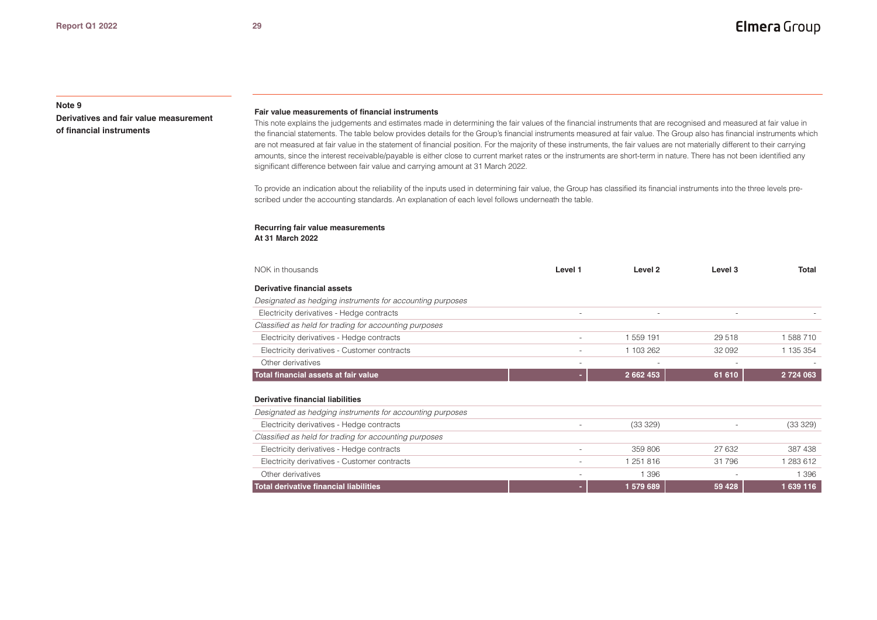**Note 9**

**Derivatives and fair value measurement of financial instruments**

**Fair value measurements of financial instruments**

This note explains the judgements and estimates made in determining the fair values of the financial instruments that are recognised and measured at fair value in the financial statements. The table below provides details for the Group's financial instruments measured at fair value. The Group also has financial instruments which are not measured at fair value in the statement of financial position. For the majority of these instruments, the fair values are not materially different to their carrying amounts, since the interest receivable/payable is either close to current market rates or the instruments are short-term in nature. There has not been identified any significant difference between fair value and carrying amount at 31 March 2022.

To provide an indication about the reliability of the inputs used in determining fair value, the Group has classified its financial instruments into the three levels prescribed under the accounting standards. An explanation of each level follows underneath the table.

**Recurring fair value measurements**
**At 31 March 2022**

| NOK in thousands | Level 1 | Level 2 | Level 3 | Total |
|---|---|---|---|---|
| **Derivative financial assets** | | | | |
| *Designated as hedging instruments for accounting purposes* | | | | |
| Electricity derivatives - Hedge contracts | - | - | - | - |
| *Classified as held for trading for accounting purposes* | | | | |
| Electricity derivatives - Hedge contracts | - | 1 559 191 | 29 518 | 1 588 710 |
| Electricity derivatives - Customer contracts | - | 1 103 262 | 32 092 | 1 135 354 |
| Other derivatives | - | - | - | - |
| **Total financial assets at fair value** | **-** | **2 662 453** | **61 610** | **2 724 063** |
| | | | | |
| **Derivative financial liabilities** | | | | |
| *Designated as hedging instruments for accounting purposes* | | | | |
| Electricity derivatives - Hedge contracts | - | (33 329) | - | (33 329) |
| *Classified as held for trading for accounting purposes* | | | | |
| Electricity derivatives - Hedge contracts | - | 359 806 | 27 632 | 387 438 |
| Electricity derivatives - Customer contracts | - | 1 251 816 | 31 796 | 1 283 612 |
| Other derivatives | - | 1 396 | - | 1 396 |
| **Total derivative financial liabilities** | **-** | **1 579 689** | **59 428** | **1 639 116** |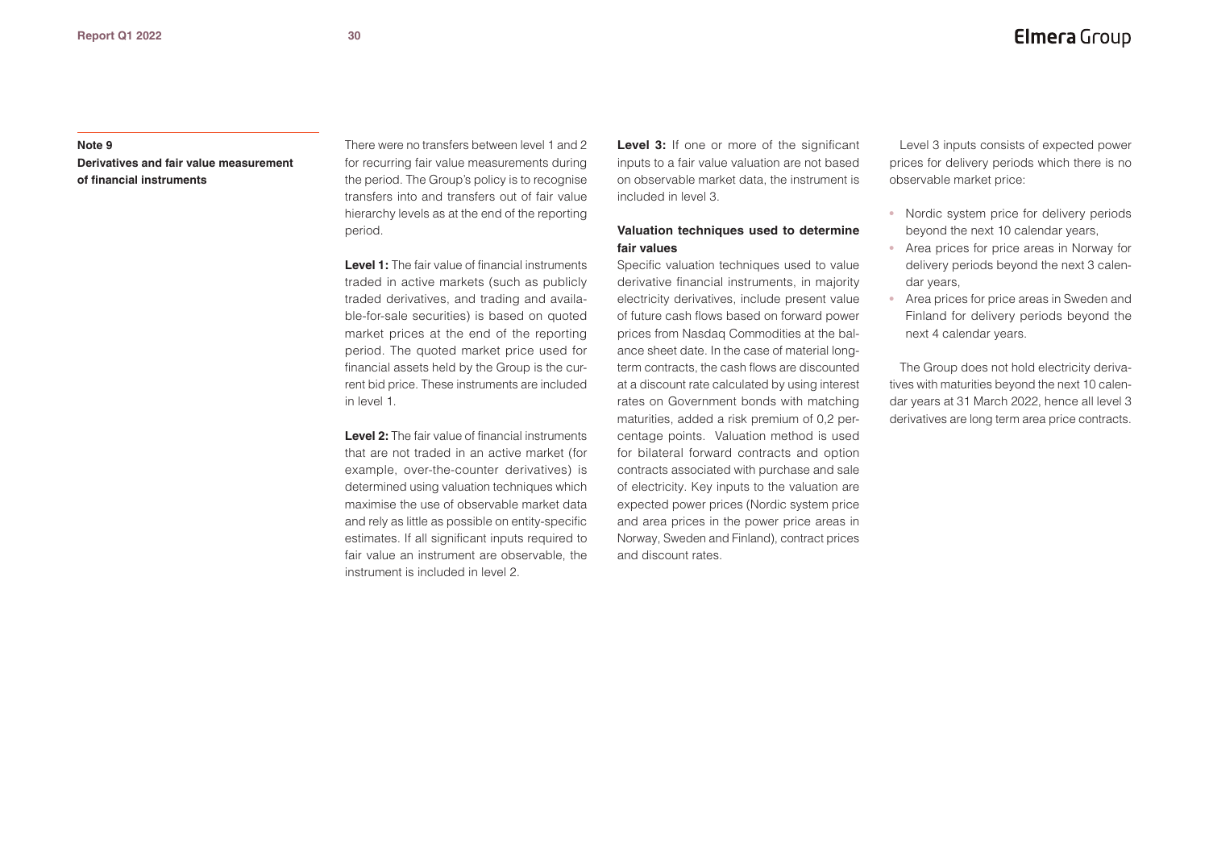**Note 9**

**Derivatives and fair value measurement of financial instruments**

There were no transfers between level 1 and 2 for recurring fair value measurements during the period. The Group's policy is to recognise transfers into and transfers out of fair value hierarchy levels as at the end of the reporting period.

**Level 1:** The fair value of financial instruments traded in active markets (such as publicly traded derivatives, and trading and available-for-sale securities) is based on quoted market prices at the end of the reporting period. The quoted market price used for financial assets held by the Group is the current bid price. These instruments are included in level 1.

**Level 2:** The fair value of financial instruments that are not traded in an active market (for example, over-the-counter derivatives) is determined using valuation techniques which maximise the use of observable market data and rely as little as possible on entity-specific estimates. If all significant inputs required to fair value an instrument are observable, the instrument is included in level 2.

**Level 3:** If one or more of the significant inputs to a fair value valuation are not based on observable market data, the instrument is included in level 3.

**Valuation techniques used to determine fair values**

Specific valuation techniques used to value derivative financial instruments, in majority electricity derivatives, include present value of future cash flows based on forward power prices from Nasdaq Commodities at the balance sheet date. In the case of material long-term contracts, the cash flows are discounted at a discount rate calculated by using interest rates on Government bonds with matching maturities, added a risk premium of 0,2 percentage points. Valuation method is used for bilateral forward contracts and option contracts associated with purchase and sale of electricity. Key inputs to the valuation are expected power prices (Nordic system price and area prices in the power price areas in Norway, Sweden and Finland), contract prices and discount rates.

Level 3 inputs consists of expected power prices for delivery periods which there is no observable market price:

- Nordic system price for delivery periods beyond the next 10 calendar years,
- Area prices for price areas in Norway for delivery periods beyond the next 3 calendar years,
- Area prices for price areas in Sweden and Finland for delivery periods beyond the next 4 calendar years.

The Group does not hold electricity derivatives with maturities beyond the next 10 calendar years at 31 March 2022, hence all level 3 derivatives are long term area price contracts.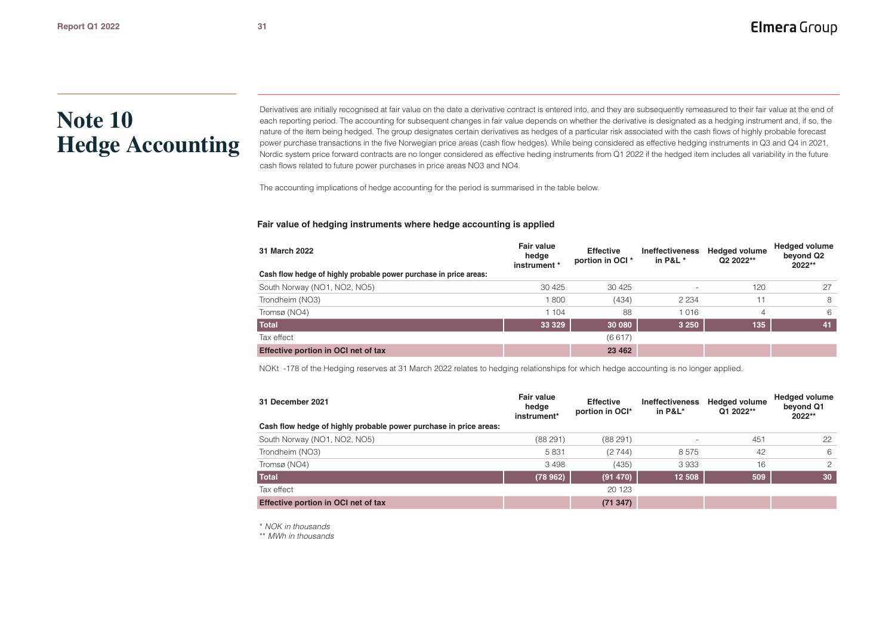# Note 10 Hedge Accounting

Derivatives are initially recognised at fair value on the date a derivative contract is entered into, and they are subsequently remeasured to their fair value at the end of each reporting period. The accounting for subsequent changes in fair value depends on whether the derivative is designated as a hedging instrument and, if so, the nature of the item being hedged. The group designates certain derivatives as hedges of a particular risk associated with the cash flows of highly probable forecast power purchase transactions in the five Norwegian price areas (cash flow hedges). While being considered as effective hedging instruments in Q3 and Q4 in 2021, Nordic system price forward contracts are no longer considered as effective heding instruments from Q1 2022 if the hedged item includes all variability in the future cash flows related to future power purchases in price areas NO3 and NO4.

The accounting implications of hedge accounting for the period is summarised in the table below.

### Fair value of hedging instruments where hedge accounting is applied

| 31 March 2022 | Fair value hedge instrument * | Effective portion in OCI * | Ineffectiveness in P&L * | Hedged volume Q2 2022** | Hedged volume beyond Q2 2022** |
|---|---|---|---|---|---|
| **Cash flow hedge of highly probable power purchase in price areas:** | | | | | |
| South Norway (NO1, NO2, NO5) | 30 425 | 30 425 | - | 120 | 27 |
| Trondheim (NO3) | 1 800 | (434) | 2 234 | 11 | 8 |
| Tromsø (NO4) | 1 104 | 88 | 1 016 | 4 | 6 |
| **Total** | **33 329** | **30 080** | **3 250** | **135** | **41** |
| Tax effect | | (6 617) | | | |
| **Effective portion in OCI net of tax** | | **23 462** | | | |

NOKt -178 of the Hedging reserves at 31 March 2022 relates to hedging relationships for which hedge accounting is no longer applied.

| 31 December 2021 | Fair value hedge instrument* | Effective portion in OCI* | Ineffectiveness in P&L* | Hedged volume Q1 2022** | Hedged volume beyond Q1 2022** |
|---|---|---|---|---|---|
| **Cash flow hedge of highly probable power purchase in price areas:** | | | | | |
| South Norway (NO1, NO2, NO5) | (88 291) | (88 291) | - | 451 | 22 |
| Trondheim (NO3) | 5 831 | (2 744) | 8 575 | 42 | 6 |
| Tromsø (NO4) | 3 498 | (435) | 3 933 | 16 | 2 |
| **Total** | **(78 962)** | **(91 470)** | **12 508** | **509** | **30** |
| Tax effect | | 20 123 | | | |
| **Effective portion in OCI net of tax** | | **(71 347)** | | | |

*\* NOK in thousands*

*\*\* MWh in thousands*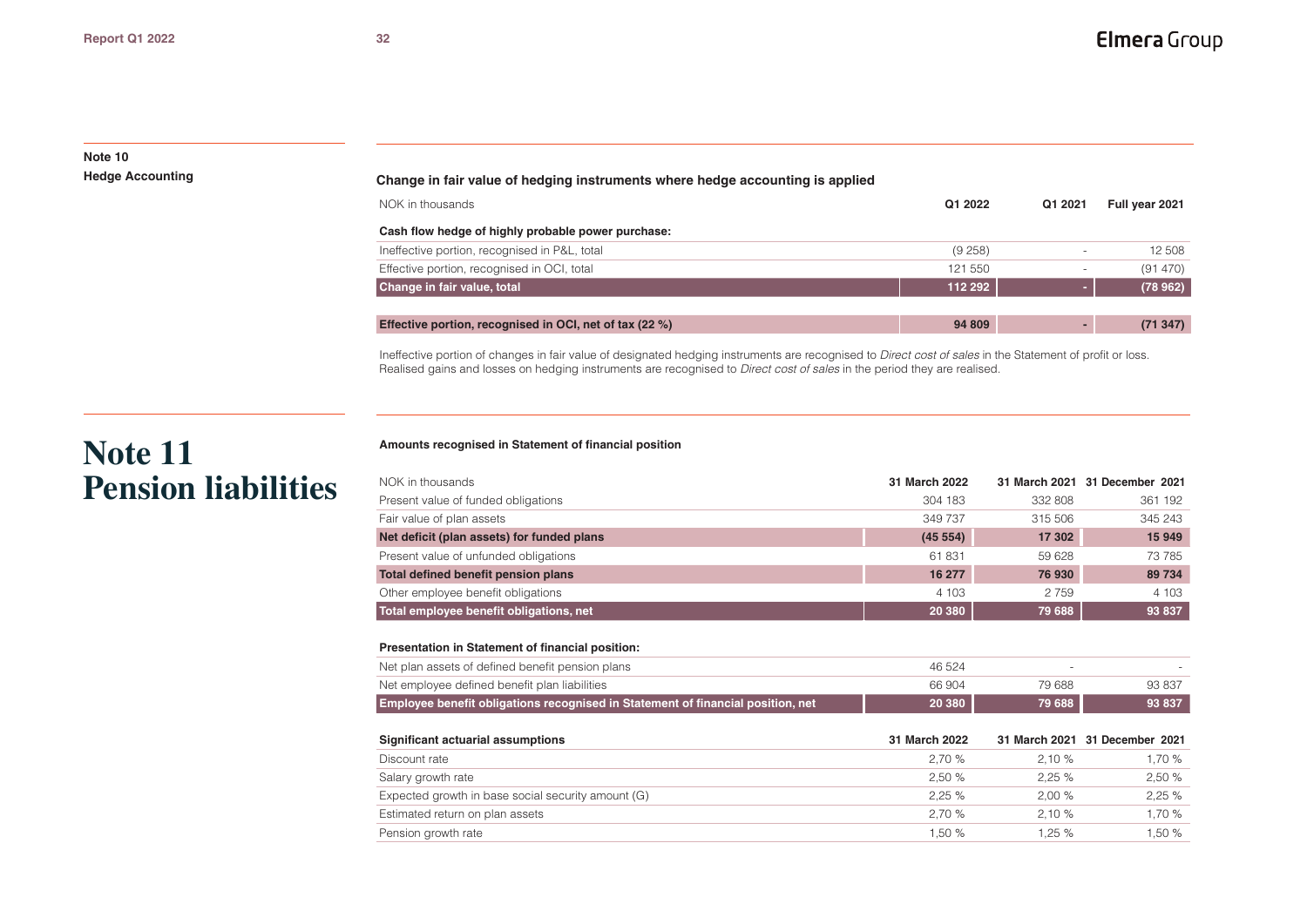## Note 10
## Hedge Accounting

**Change in fair value of hedging instruments where hedge accounting is applied**

| NOK in thousands | Q1 2022 | Q1 2021 | Full year 2021 |
|---|---|---|---|
| **Cash flow hedge of highly probable power purchase:** | | | |
| Ineffective portion, recognised in P&L, total | (9 258) | - | 12 508 |
| Effective portion, recognised in OCI, total | 121 550 | - | (91 470) |
| **Change in fair value, total** | **112 292** | **-** | **(78 962)** |
| | | | |
| **Effective portion, recognised in OCI, net of tax (22 %)** | **94 809** | **-** | **(71 347)** |

Ineffective portion of changes in fair value of designated hedging instruments are recognised to *Direct cost of sales* in the Statement of profit or loss. Realised gains and losses on hedging instruments are recognised to *Direct cost of sales* in the period they are realised.

# Note 11 Pension liabilities

**Amounts recognised in Statement of financial position**

| NOK in thousands | 31 March 2022 | 31 March 2021 | 31 December 2021 |
|---|---|---|---|
| Present value of funded obligations | 304 183 | 332 808 | 361 192 |
| Fair value of plan assets | 349 737 | 315 506 | 345 243 |
| **Net deficit (plan assets) for funded plans** | **(45 554)** | **17 302** | **15 949** |
| Present value of unfunded obligations | 61 831 | 59 628 | 73 785 |
| **Total defined benefit pension plans** | **16 277** | **76 930** | **89 734** |
| Other employee benefit obligations | 4 103 | 2 759 | 4 103 |
| **Total employee benefit obligations, net** | **20 380** | **79 688** | **93 837** |
| | | | |
| **Presentation in Statement of financial position:** | | | |
| Net plan assets of defined benefit pension plans | 46 524 | - | - |
| Net employee defined benefit plan liabilities | 66 904 | 79 688 | 93 837 |
| **Employee benefit obligations recognised in Statement of financial position, net** | **20 380** | **79 688** | **93 837** |

| **Significant actuarial assumptions** | **31 March 2022** | **31 March 2021** | **31 December 2021** |
|---|---|---|---|
| Discount rate | 2,70 % | 2,10 % | 1,70 % |
| Salary growth rate | 2,50 % | 2,25 % | 2,50 % |
| Expected growth in base social security amount (G) | 2,25 % | 2,00 % | 2,25 % |
| Estimated return on plan assets | 2,70 % | 2,10 % | 1,70 % |
| Pension growth rate | 1,50 % | 1,25 % | 1,50 % |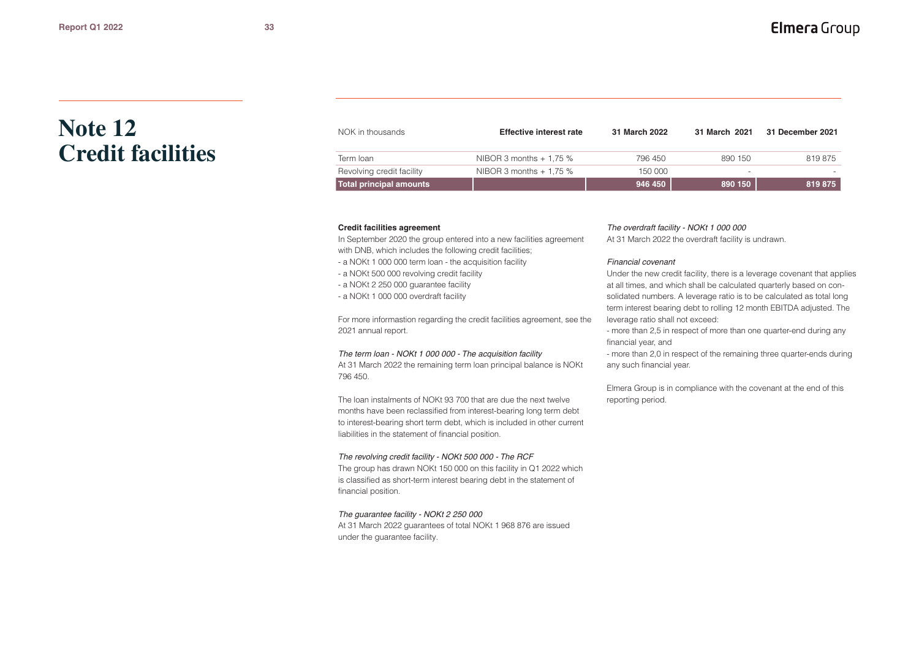# Note 12 Credit facilities

| NOK in thousands | Effective interest rate | 31 March 2022 | 31 March 2021 | 31 December 2021 |
|---|---|---|---|---|
| Term loan | NIBOR 3 months + 1,75 % | 796 450 | 890 150 | 819 875 |
| Revolving credit facility | NIBOR 3 months + 1,75 % | 150 000 | - | - |
| **Total principal amounts** | | **946 450** | **890 150** | **819 875** |

**Credit facilities agreement**

In September 2020 the group entered into a new facilities agreement with DNB, which includes the following credit facilities;
- a NOKt 1 000 000 term loan - the acquisition facility
- a NOKt 500 000 revolving credit facility
- a NOKt 2 250 000 guarantee facility
- a NOKt 1 000 000 overdraft facility

For more informastion regarding the credit facilities agreement, see the 2021 annual report.

*The term loan - NOKt 1 000 000 - The acquisition facility*

At 31 March 2022 the remaining term loan principal balance is NOKt 796 450.

The loan instalments of NOKt 93 700 that are due the next twelve months have been reclassified from interest-bearing long term debt to interest-bearing short term debt, which is included in other current liabilities in the statement of financial position.

*The revolving credit facility - NOKt 500 000 - The RCF*

The group has drawn NOKt 150 000 on this facility in Q1 2022 which is classified as short-term interest bearing debt in the statement of financial position.

*The guarantee facility - NOKt 2 250 000*

At 31 March 2022 guarantees of total NOKt 1 968 876 are issued under the guarantee facility.

*The overdraft facility - NOKt 1 000 000*

At 31 March 2022 the overdraft facility is undrawn.

*Financial covenant*

Under the new credit facility, there is a leverage covenant that applies at all times, and which shall be calculated quarterly based on consolidated numbers. A leverage ratio is to be calculated as total long term interest bearing debt to rolling 12 month EBITDA adjusted. The leverage ratio shall not exceed:
- more than 2,5 in respect of more than one quarter-end during any financial year, and
- more than 2,0 in respect of the remaining three quarter-ends during any such financial year.

Elmera Group is in compliance with the covenant at the end of this reporting period.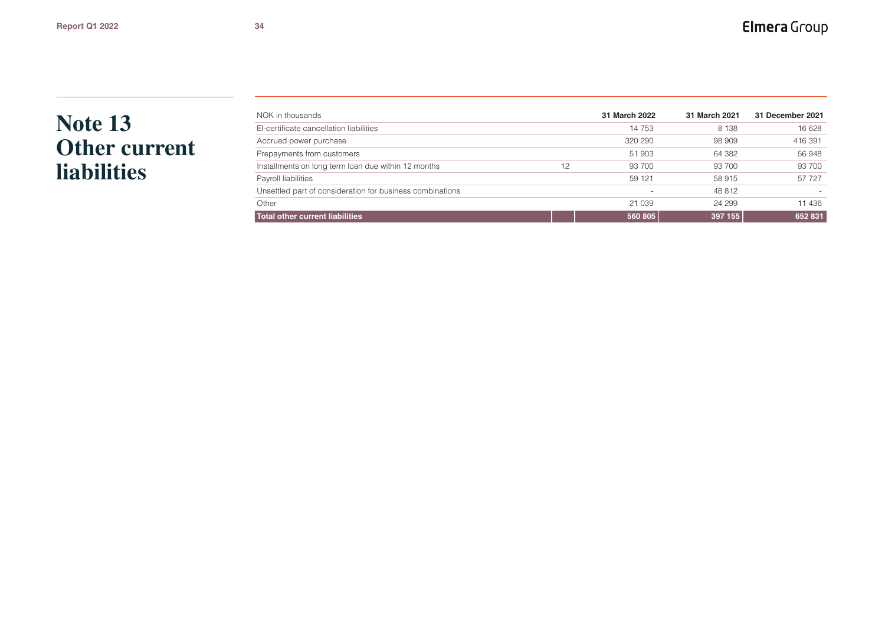# Note 13 Other current liabilities

| NOK in thousands | | 31 March 2022 | 31 March 2021 | 31 December 2021 |
|---|---|---|---|---|
| El-certificate cancellation liabilities | | 14 753 | 8 138 | 16 628 |
| Accrued power purchase | | 320 290 | 98 909 | 416 391 |
| Prepayments from customers | | 51 903 | 64 382 | 56 948 |
| Installments on long term loan due within 12 months | 12 | 93 700 | 93 700 | 93 700 |
| Payroll liabilities | | 59 121 | 58 915 | 57 727 |
| Unsettled part of consideration for business combinations | | - | 48 812 | - |
| Other | | 21 039 | 24 299 | 11 436 |
| **Total other current liabilities** | | **560 805** | **397 155** | **652 831** |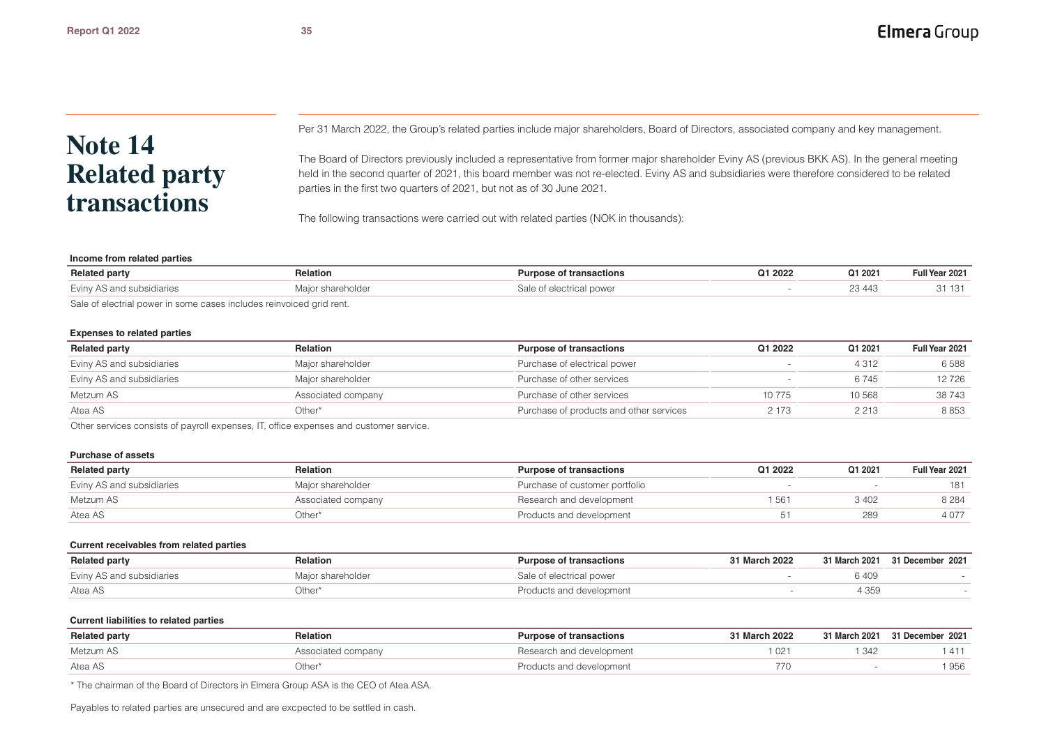# Note 14 Related party transactions

Per 31 March 2022, the Group's related parties include major shareholders, Board of Directors, associated company and key management.

The Board of Directors previously included a representative from former major shareholder Eviny AS (previous BKK AS). In the general meeting held in the second quarter of 2021, this board member was not re-elected. Eviny AS and subsidiaries were therefore considered to be related parties in the first two quarters of 2021, but not as of 30 June 2021.

The following transactions were carried out with related parties (NOK in thousands):

**Income from related parties**

| Related party | Relation | Purpose of transactions | Q1 2022 | Q1 2021 | Full Year 2021 |
|---|---|---|---|---|---|
| Eviny AS and subsidiaries | Major shareholder | Sale of electrical power | - | 23 443 | 31 131 |

Sale of electrial power in some cases includes reinvoiced grid rent.

**Expenses to related parties**

| Related party | Relation | Purpose of transactions | Q1 2022 | Q1 2021 | Full Year 2021 |
|---|---|---|---|---|---|
| Eviny AS and subsidiaries | Major shareholder | Purchase of electrical power | - | 4 312 | 6 588 |
| Eviny AS and subsidiaries | Major shareholder | Purchase of other services | - | 6 745 | 12 726 |
| Metzum AS | Associated company | Purchase of other services | 10 775 | 10 568 | 38 743 |
| Atea AS | Other* | Purchase of products and other services | 2 173 | 2 213 | 8 853 |

Other services consists of payroll expenses, IT, office expenses and customer service.

**Purchase of assets**

| Related party | Relation | Purpose of transactions | Q1 2022 | Q1 2021 | Full Year 2021 |
|---|---|---|---|---|---|
| Eviny AS and subsidiaries | Major shareholder | Purchase of customer portfolio | - | - | 181 |
| Metzum AS | Associated company | Research and development | 1 561 | 3 402 | 8 284 |
| Atea AS | Other* | Products and development | 51 | 289 | 4 077 |

**Current receivables from related parties**

| Related party | Relation | Purpose of transactions | 31 March 2022 | 31 March 2021 | 31 December 2021 |
|---|---|---|---|---|---|
| Eviny AS and subsidiaries | Major shareholder | Sale of electrical power | - | 6 409 | - |
| Atea AS | Other* | Products and development | - | 4 359 | - |

**Current liabilities to related parties**

| Related party | Relation | Purpose of transactions | 31 March 2022 | 31 March 2021 | 31 December 2021 |
|---|---|---|---|---|---|
| Metzum AS | Associated company | Research and development | 1 021 | 1 342 | 1 411 |
| Atea AS | Other* | Products and development | 770 | - | 1 956 |

* The chairman of the Board of Directors in Elmera Group ASA is the CEO of Atea ASA.

Payables to related parties are unsecured and are excpected to be settled in cash.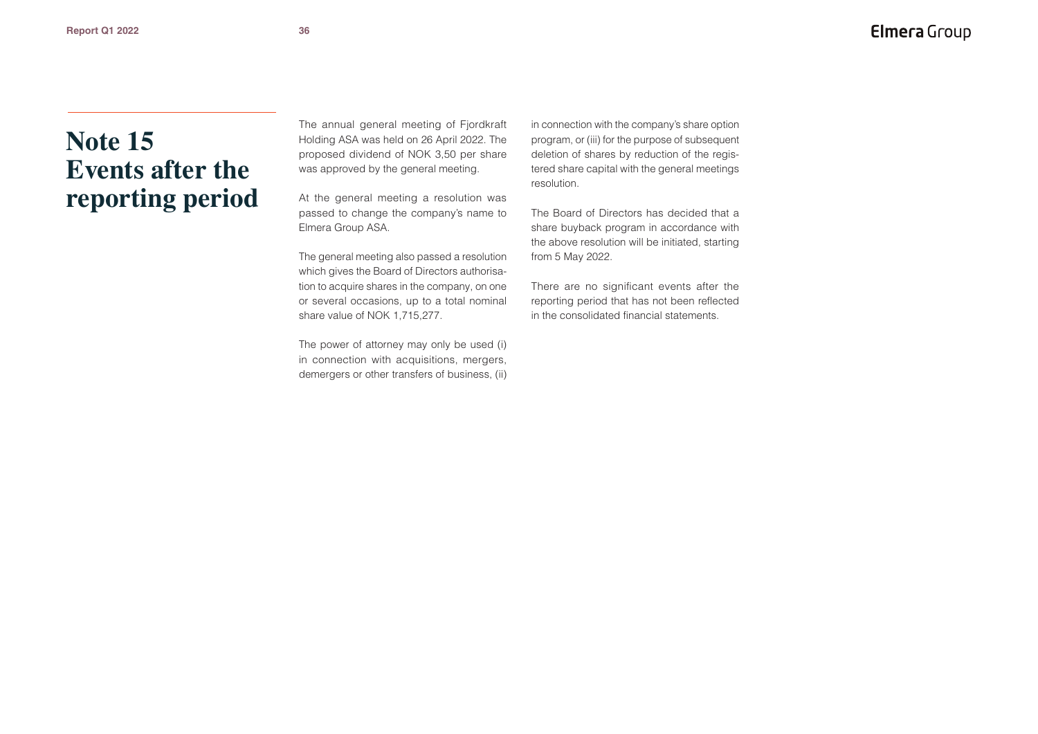# Note 15 Events after the reporting period

The annual general meeting of Fjordkraft Holding ASA was held on 26 April 2022. The proposed dividend of NOK 3,50 per share was approved by the general meeting.

At the general meeting a resolution was passed to change the company's name to Elmera Group ASA.

The general meeting also passed a resolution which gives the Board of Directors authorisation to acquire shares in the company, on one or several occasions, up to a total nominal share value of NOK 1,715,277.

The power of attorney may only be used (i) in connection with acquisitions, mergers, demergers or other transfers of business, (ii) in connection with the company's share option program, or (iii) for the purpose of subsequent deletion of shares by reduction of the registered share capital with the general meetings resolution.

The Board of Directors has decided that a share buyback program in accordance with the above resolution will be initiated, starting from 5 May 2022.

There are no significant events after the reporting period that has not been reflected in the consolidated financial statements.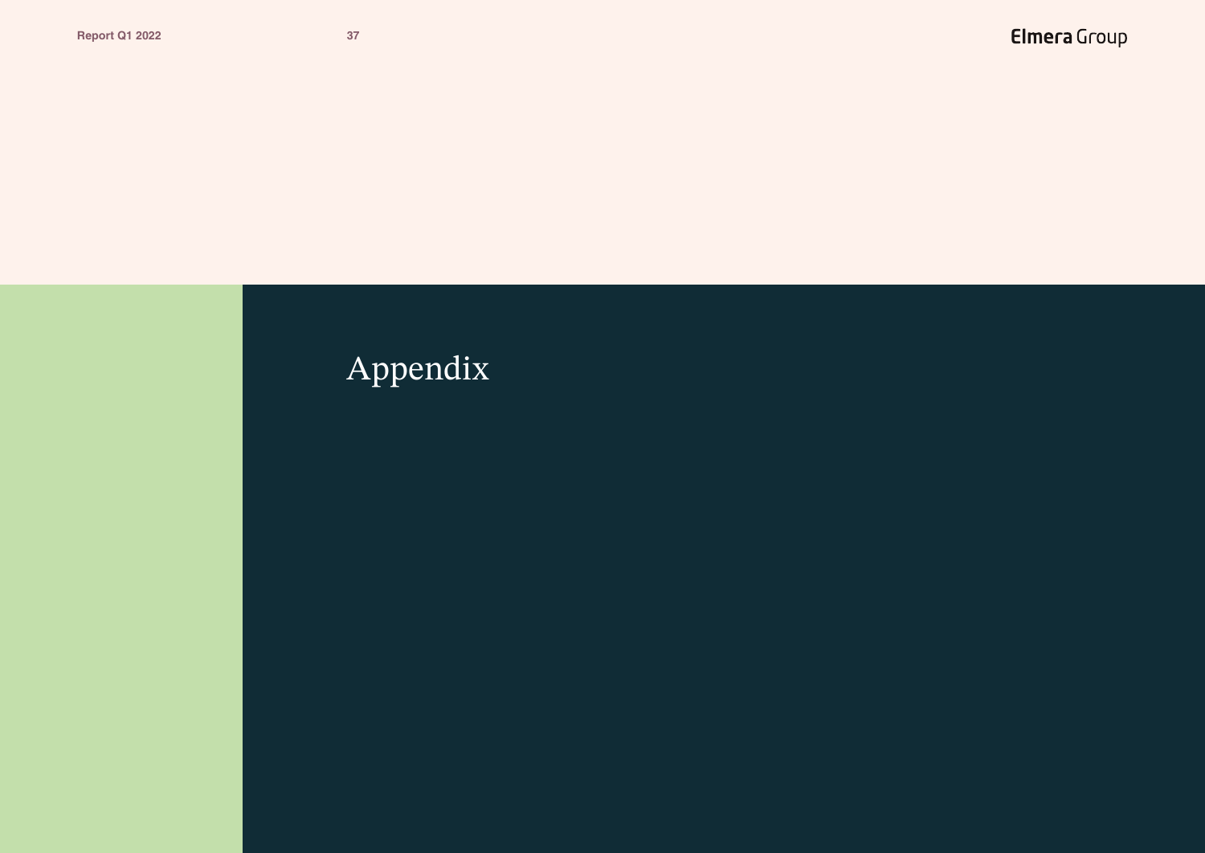# Appendix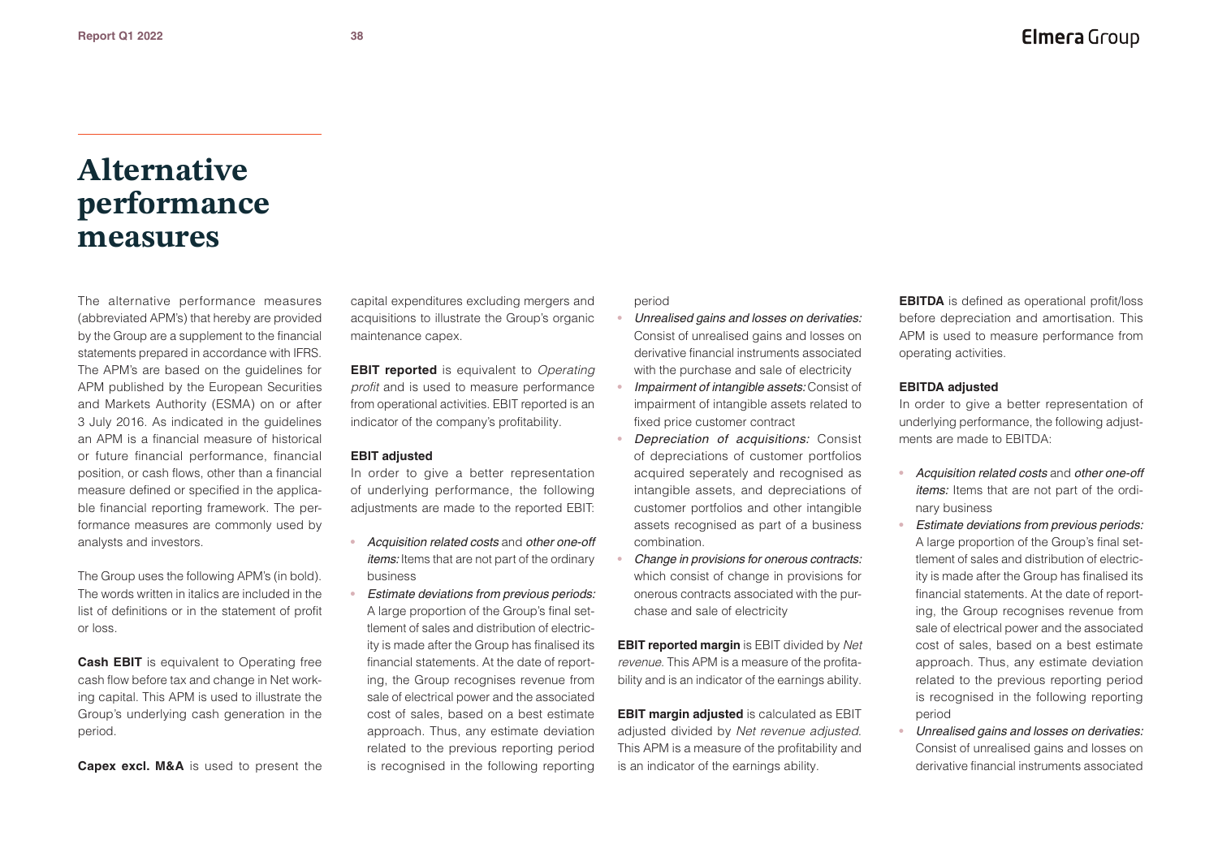# Alternative performance measures

The alternative performance measures (abbreviated APM's) that hereby are provided by the Group are a supplement to the financial statements prepared in accordance with IFRS. The APM's are based on the guidelines for APM published by the European Securities and Markets Authority (ESMA) on or after 3 July 2016. As indicated in the guidelines an APM is a financial measure of historical or future financial performance, financial position, or cash flows, other than a financial measure defined or specified in the applicable financial reporting framework. The performance measures are commonly used by analysts and investors.

The Group uses the following APM's (in bold). The words written in italics are included in the list of definitions or in the statement of profit or loss.

**Cash EBIT** is equivalent to Operating free cash flow before tax and change in Net working capital. This APM is used to illustrate the Group's underlying cash generation in the period.

**Capex excl. M&A** is used to present the capital expenditures excluding mergers and acquisitions to illustrate the Group's organic maintenance capex.

**EBIT reported** is equivalent to *Operating profit* and is used to measure performance from operational activities. EBIT reported is an indicator of the company's profitability.

**EBIT adjusted**

In order to give a better representation of underlying performance, the following adjustments are made to the reported EBIT:

- *Acquisition related costs* and *other one-off items:* Items that are not part of the ordinary business
- *Estimate deviations from previous periods:* A large proportion of the Group's final settlement of sales and distribution of electricity is made after the Group has finalised its financial statements. At the date of reporting, the Group recognises revenue from sale of electrical power and the associated cost of sales, based on a best estimate approach. Thus, any estimate deviation related to the previous reporting period is recognised in the following reporting period
- *Unrealised gains and losses on derivaties:* Consist of unrealised gains and losses on derivative financial instruments associated with the purchase and sale of electricity
- *Impairment of intangible assets:* Consist of impairment of intangible assets related to fixed price customer contract
- *Depreciation of acquisitions:* Consist of depreciations of customer portfolios acquired seperately and recognised as intangible assets, and depreciations of customer portfolios and other intangible assets recognised as part of a business combination.
- *Change in provisions for onerous contracts:* which consist of change in provisions for onerous contracts associated with the purchase and sale of electricity

**EBIT reported margin** is EBIT divided by *Net revenue*. This APM is a measure of the profitability and is an indicator of the earnings ability.

**EBIT margin adjusted** is calculated as EBIT adjusted divided by *Net revenue adjusted*. This APM is a measure of the profitability and is an indicator of the earnings ability.

**EBITDA** is defined as operational profit/loss before depreciation and amortisation. This APM is used to measure performance from operating activities.

**EBITDA adjusted**

In order to give a better representation of underlying performance, the following adjustments are made to EBITDA:

- *Acquisition related costs* and *other one-off items:* Items that are not part of the ordinary business
- *Estimate deviations from previous periods:* A large proportion of the Group's final settlement of sales and distribution of electricity is made after the Group has finalised its financial statements. At the date of reporting, the Group recognises revenue from sale of electrical power and the associated cost of sales, based on a best estimate approach. Thus, any estimate deviation related to the previous reporting period is recognised in the following reporting period
- *Unrealised gains and losses on derivaties:* Consist of unrealised gains and losses on derivative financial instruments associated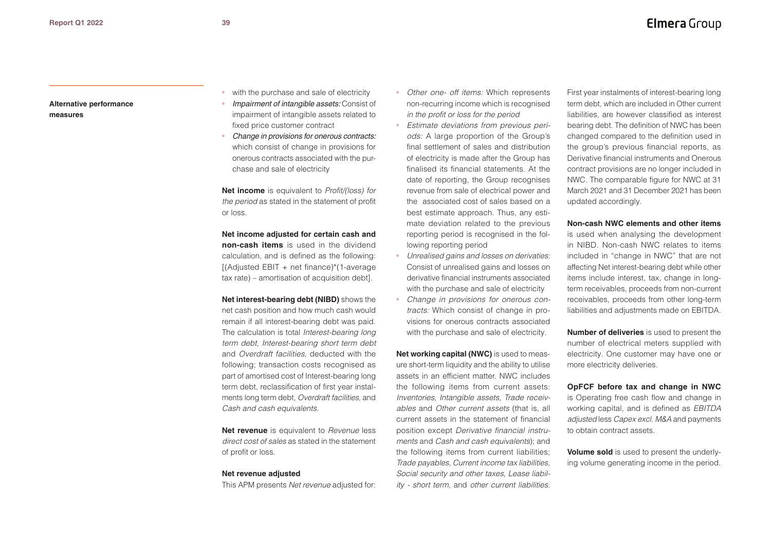**Alternative performance measures**

- with the purchase and sale of electricity
- *Impairment of intangible assets:* Consist of impairment of intangible assets related to fixed price customer contract
- *Change in provisions for onerous contracts:* which consist of change in provisions for onerous contracts associated with the purchase and sale of electricity

**Net income** is equivalent to *Profit/(loss) for the period* as stated in the statement of profit or loss.

**Net income adjusted for certain cash and non-cash items** is used in the dividend calculation, and is defined as the following: [(Adjusted EBIT + net finance)*(1-average tax rate) – amortisation of acquisition debt].

**Net interest-bearing debt (NIBD)** shows the net cash position and how much cash would remain if all interest-bearing debt was paid. The calculation is total *Interest-bearing long term debt, Interest-bearing short term debt* and *Overdraft facilities,* deducted with the following; transaction costs recognised as part of amortised cost of Interest-bearing long term debt, reclassification of first year instalments long term debt, *Overdraft facilities,* and *Cash and cash equivalents.*

**Net revenue** is equivalent to *Revenue* less *direct cost of sales* as stated in the statement of profit or loss.

**Net revenue adjusted**

This APM presents *Net revenue* adjusted for:

- *Other one- off items:* Which represents non-recurring income which is recognised *in the profit or loss for the period*
- *Estimate deviations from previous periods:* A large proportion of the Group's final settlement of sales and distribution of electricity is made after the Group has finalised its financial statements. At the date of reporting, the Group recognises revenue from sale of electrical power and the associated cost of sales based on a best estimate approach. Thus, any estimate deviation related to the previous reporting period is recognised in the following reporting period
- *Unrealised gains and losses on derivaties:* Consist of unrealised gains and losses on derivative financial instruments associated with the purchase and sale of electricity
- *Change in provisions for onerous contracts:* Which consist of change in provisions for onerous contracts associated with the purchase and sale of electricity.

**Net working capital (NWC)** is used to measure short-term liquidity and the ability to utilise assets in an efficient matter. NWC includes the following items from current assets: *Inventories, Intangible assets, Trade receivables* and *Other current assets* (that is, all current assets in the statement of financial position except *Derivative financial instruments* and *Cash and cash equivalents*); and the following items from current liabilities; *Trade payables, Current income tax liabilities, Social security and other taxes, Lease liability - short term,* and *other current liabilities.* First year instalments of interest-bearing long term debt, which are included in Other current liabilities, are however classified as interest bearing debt. The definition of NWC has been changed compared to the definition used in the group's previous financial reports, as Derivative financial instruments and Onerous contract provisions are no longer included in NWC. The comparable figure for NWC at 31 March 2021 and 31 December 2021 has been updated accordingly.

**Non-cash NWC elements and other items** is used when analysing the development in NIBD. Non-cash NWC relates to items included in "change in NWC" that are not affecting Net interest-bearing debt while other items include interest, tax, change in long-term receivables, proceeds from non-current receivables, proceeds from other long-term liabilities and adjustments made on EBITDA.

**Number of deliveries** is used to present the number of electrical meters supplied with electricity. One customer may have one or more electricity deliveries.

**OpFCF before tax and change in NWC** is Operating free cash flow and change in working capital, and is defined as *EBITDA adjusted* less *Capex excl. M&A* and payments to obtain contract assets.

**Volume sold** is used to present the underlying volume generating income in the period.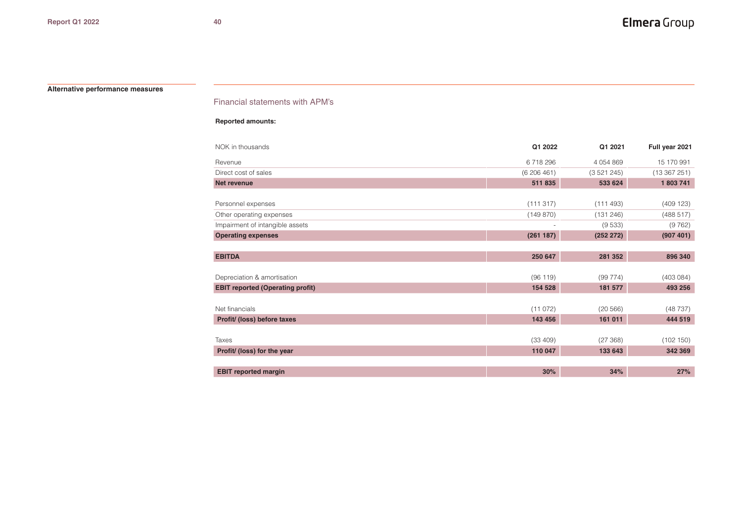**Alternative performance measures**

## Financial statements with APM's

**Reported amounts:**

| NOK in thousands | Q1 2022 | Q1 2021 | Full year 2021 |
|---|---|---|---|
| Revenue | 6 718 296 | 4 054 869 | 15 170 991 |
| Direct cost of sales | (6 206 461) | (3 521 245) | (13 367 251) |
| **Net revenue** | **511 835** | **533 624** | **1 803 741** |
| | | | |
| Personnel expenses | (111 317) | (111 493) | (409 123) |
| Other operating expenses | (149 870) | (131 246) | (488 517) |
| Impairment of intangible assets | - | (9 533) | (9 762) |
| **Operating expenses** | **(261 187)** | **(252 272)** | **(907 401)** |
| | | | |
| **EBITDA** | **250 647** | **281 352** | **896 340** |
| | | | |
| Depreciation & amortisation | (96 119) | (99 774) | (403 084) |
| **EBIT reported (Operating profit)** | **154 528** | **181 577** | **493 256** |
| | | | |
| Net financials | (11 072) | (20 566) | (48 737) |
| **Profit/ (loss) before taxes** | **143 456** | **161 011** | **444 519** |
| | | | |
| Taxes | (33 409) | (27 368) | (102 150) |
| **Profit/ (loss) for the year** | **110 047** | **133 643** | **342 369** |
| | | | |
| **EBIT reported margin** | **30%** | **34%** | **27%** |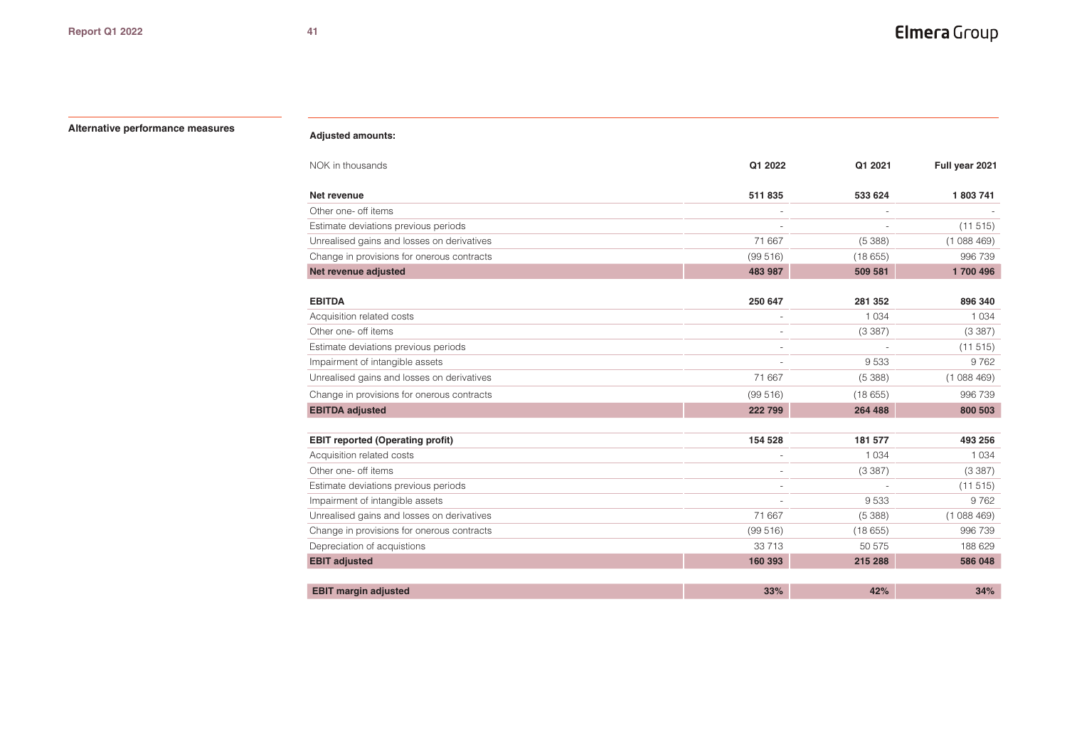## Alternative performance measures

**Adjusted amounts:**

| NOK in thousands | Q1 2022 | Q1 2021 | Full year 2021 |
|---|---|---|---|
| **Net revenue** | **511 835** | **533 624** | **1 803 741** |
| Other one- off items | - | - | - |
| Estimate deviations previous periods | - | - | (11 515) |
| Unrealised gains and losses on derivatives | 71 667 | (5 388) | (1 088 469) |
| Change in provisions for onerous contracts | (99 516) | (18 655) | 996 739 |
| **Net revenue adjusted** | **483 987** | **509 581** | **1 700 496** |
| | | | |
| **EBITDA** | **250 647** | **281 352** | **896 340** |
| Acquisition related costs | - | 1 034 | 1 034 |
| Other one- off items | - | (3 387) | (3 387) |
| Estimate deviations previous periods | - | - | (11 515) |
| Impairment of intangible assets | - | 9 533 | 9 762 |
| Unrealised gains and losses on derivatives | 71 667 | (5 388) | (1 088 469) |
| Change in provisions for onerous contracts | (99 516) | (18 655) | 996 739 |
| **EBITDA adjusted** | **222 799** | **264 488** | **800 503** |
| | | | |
| **EBIT reported (Operating profit)** | **154 528** | **181 577** | **493 256** |
| Acquisition related costs | - | 1 034 | 1 034 |
| Other one- off items | - | (3 387) | (3 387) |
| Estimate deviations previous periods | - | - | (11 515) |
| Impairment of intangible assets | - | 9 533 | 9 762 |
| Unrealised gains and losses on derivatives | 71 667 | (5 388) | (1 088 469) |
| Change in provisions for onerous contracts | (99 516) | (18 655) | 996 739 |
| Depreciation of acquistions | 33 713 | 50 575 | 188 629 |
| **EBIT adjusted** | **160 393** | **215 288** | **586 048** |
| | | | |
| **EBIT margin adjusted** | **33%** | **42%** | **34%** |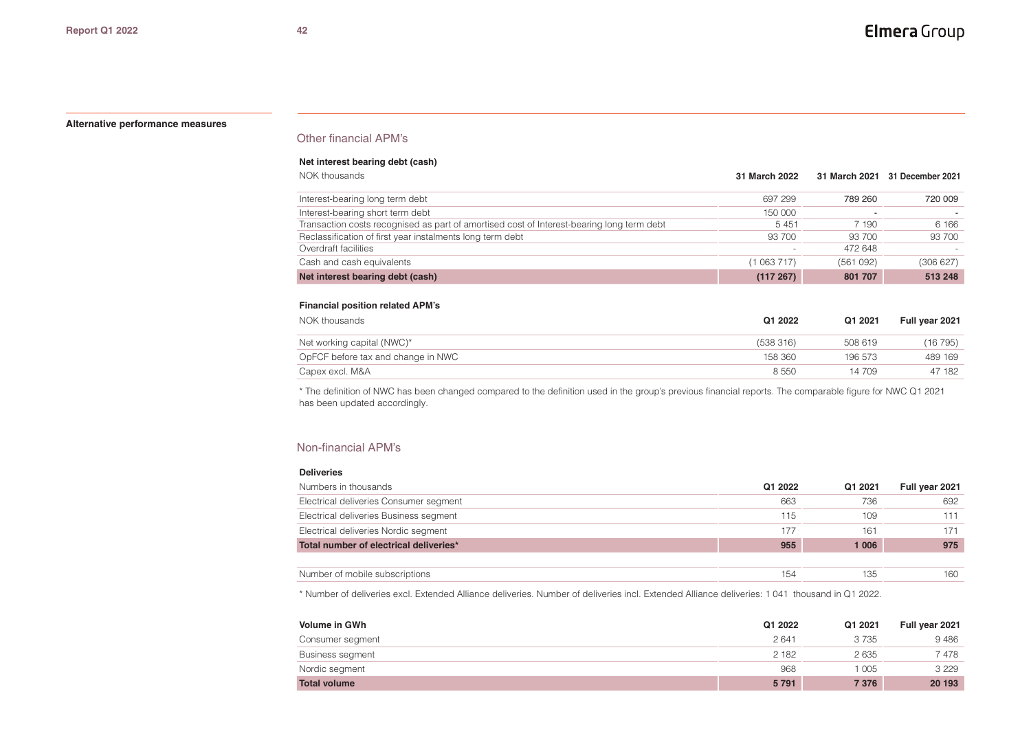## Alternative performance measures

### Other financial APM's

**Net interest bearing debt (cash)**

| NOK thousands | 31 March 2022 | 31 March 2021 | 31 December 2021 |
|---|---|---|---|
| Interest-bearing long term debt | 697 299 | 789 260 | 720 009 |
| Interest-bearing short term debt | 150 000 | - | - |
| Transaction costs recognised as part of amortised cost of Interest-bearing long term debt | 5 451 | 7 190 | 6 166 |
| Reclassification of first year instalments long term debt | 93 700 | 93 700 | 93 700 |
| Overdraft facilities | - | 472 648 | - |
| Cash and cash equivalents | (1 063 717) | (561 092) | (306 627) |
| **Net interest bearing debt (cash)** | **(117 267)** | **801 707** | **513 248** |

**Financial position related APM's**

| NOK thousands | Q1 2022 | Q1 2021 | Full year 2021 |
|---|---|---|---|
| Net working capital (NWC)* | (538 316) | 508 619 | (16 795) |
| OpFCF before tax and change in NWC | 158 360 | 196 573 | 489 169 |
| Capex excl. M&A | 8 550 | 14 709 | 47 182 |

* The definition of NWC has been changed compared to the definition used in the group's previous financial reports. The comparable figure for NWC Q1 2021 has been updated accordingly.

### Non-financial APM's

**Deliveries**

| Numbers in thousands | Q1 2022 | Q1 2021 | Full year 2021 |
|---|---|---|---|
| Electrical deliveries Consumer segment | 663 | 736 | 692 |
| Electrical deliveries Business segment | 115 | 109 | 111 |
| Electrical deliveries Nordic segment | 177 | 161 | 171 |
| **Total number of electrical deliveries*** | **955** | **1 006** | **975** |
| | | | |
| Number of mobile subscriptions | 154 | 135 | 160 |

* Number of deliveries excl. Extended Alliance deliveries. Number of deliveries incl. Extended Alliance deliveries: 1 041 thousand in Q1 2022.

| Volume in GWh | Q1 2022 | Q1 2021 | Full year 2021 |
|---|---|---|---|
| Consumer segment | 2 641 | 3 735 | 9 486 |
| Business segment | 2 182 | 2 635 | 7 478 |
| Nordic segment | 968 | 1 005 | 3 229 |
| **Total volume** | **5 791** | **7 376** | **20 193** |